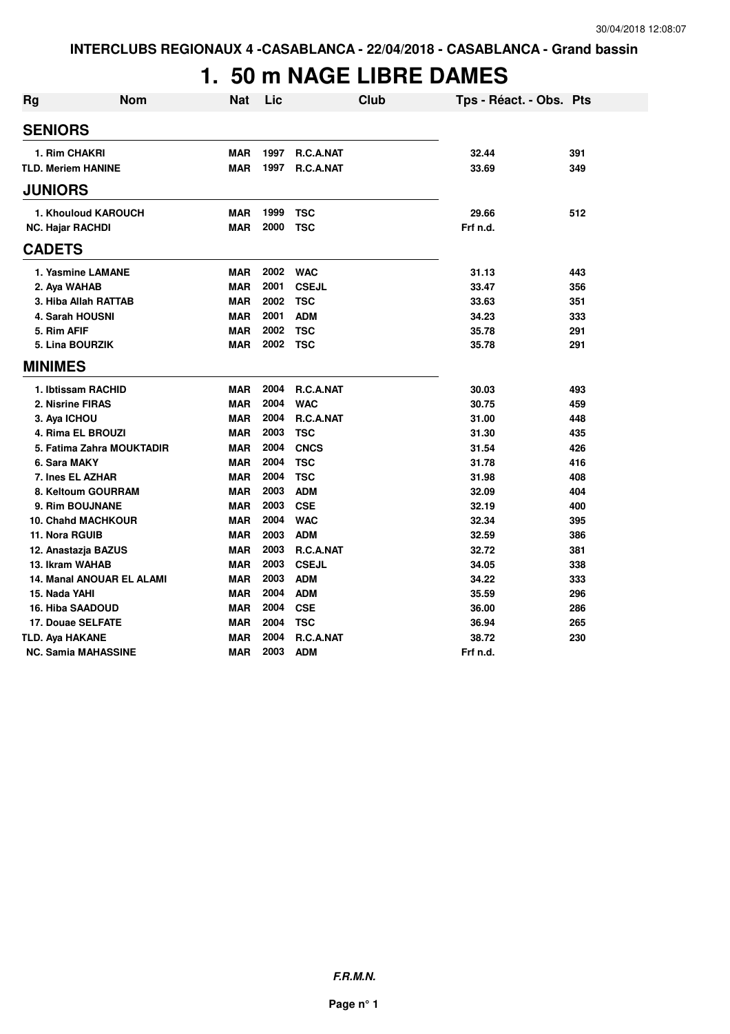INTERCLUBS REGIONAUX 4 -CASABLANCA - 22/04/2018 - CASABLANCA - Grand bassin

# 1. 50 m NAGE LIBRE DAMES

| Rg | Nom | Nat | Lic | Club | Tps - Réact. - Obs. | Pts |
|---|---|---|---|---|---|---|
| **SENIORS** | | | | | | |
| 1. | Rim CHAKRI | MAR | 1997 | R.C.A.NAT | 32.44 | 391 |
| TLD. | Meriem HANINE | MAR | 1997 | R.C.A.NAT | 33.69 | 349 |
| **JUNIORS** | | | | | | |
| 1. | Khouloud KAROUCH | MAR | 1999 | TSC | 29.66 | 512 |
| NC. | Hajar RACHDI | MAR | 2000 | TSC | Frf n.d. | |
| **CADETS** | | | | | | |
| 1. | Yasmine LAMANE | MAR | 2002 | WAC | 31.13 | 443 |
| 2. | Aya WAHAB | MAR | 2001 | CSEJL | 33.47 | 356 |
| 3. | Hiba Allah RATTAB | MAR | 2002 | TSC | 33.63 | 351 |
| 4. | Sarah HOUSNI | MAR | 2001 | ADM | 34.23 | 333 |
| 5. | Rim AFIF | MAR | 2002 | TSC | 35.78 | 291 |
| 5. | Lina BOURZIK | MAR | 2002 | TSC | 35.78 | 291 |
| **MINIMES** | | | | | | |
| 1. | Ibtissam RACHID | MAR | 2004 | R.C.A.NAT | 30.03 | 493 |
| 2. | Nisrine FIRAS | MAR | 2004 | WAC | 30.75 | 459 |
| 3. | Aya ICHOU | MAR | 2004 | R.C.A.NAT | 31.00 | 448 |
| 4. | Rima EL BROUZI | MAR | 2003 | TSC | 31.30 | 435 |
| 5. | Fatima Zahra MOUKTADIR | MAR | 2004 | CNCS | 31.54 | 426 |
| 6. | Sara MAKY | MAR | 2004 | TSC | 31.78 | 416 |
| 7. | Ines EL AZHAR | MAR | 2004 | TSC | 31.98 | 408 |
| 8. | Keltoum GOURRAM | MAR | 2003 | ADM | 32.09 | 404 |
| 9. | Rim BOUJNANE | MAR | 2003 | CSE | 32.19 | 400 |
| 10. | Chahd MACHKOUR | MAR | 2004 | WAC | 32.34 | 395 |
| 11. | Nora RGUIB | MAR | 2003 | ADM | 32.59 | 386 |
| 12. | Anastazja BAZUS | MAR | 2003 | R.C.A.NAT | 32.72 | 381 |
| 13. | Ikram WAHAB | MAR | 2003 | CSEJL | 34.05 | 338 |
| 14. | Manal ANOUAR EL ALAMI | MAR | 2003 | ADM | 34.22 | 333 |
| 15. | Nada YAHI | MAR | 2004 | ADM | 35.59 | 296 |
| 16. | Hiba SAADOUD | MAR | 2004 | CSE | 36.00 | 286 |
| 17. | Douae SELFATE | MAR | 2004 | TSC | 36.94 | 265 |
| TLD. | Aya HAKANE | MAR | 2004 | R.C.A.NAT | 38.72 | 230 |
| NC. | Samia MAHASSINE | MAR | 2003 | ADM | Frf n.d. | |

***F.R.M.N.***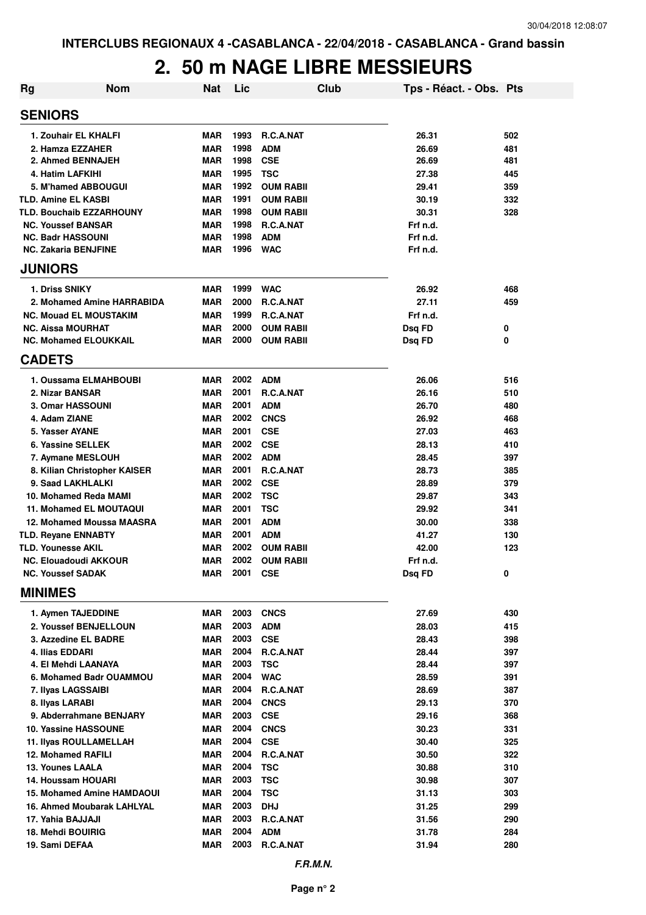INTERCLUBS REGIONAUX 4 -CASABLANCA - 22/04/2018 - CASABLANCA - Grand bassin

# 2. 50 m NAGE LIBRE MESSIEURS

| Rg | Nom | Nat | Lic | Club | Tps - Réact. - Obs. | Pts |
|---|---|---|---|---|---|---|
| **SENIORS** | | | | | | |
| 1. | Zouhair EL KHALFI | MAR | 1993 | R.C.A.NAT | 26.31 | 502 |
| 2. | Hamza EZZAHER | MAR | 1998 | ADM | 26.69 | 481 |
| 2. | Ahmed BENNAJEH | MAR | 1998 | CSE | 26.69 | 481 |
| 4. | Hatim LAFKIHI | MAR | 1995 | TSC | 27.38 | 445 |
| 5. | M'hamed ABBOUGUI | MAR | 1992 | OUM RABII | 29.41 | 359 |
| TLD. | Amine EL KASBI | MAR | 1991 | OUM RABII | 30.19 | 332 |
| TLD. | Bouchaib EZZARHOUNY | MAR | 1998 | OUM RABII | 30.31 | 328 |
| NC. | Youssef BANSAR | MAR | 1998 | R.C.A.NAT | Frf n.d. | |
| NC. | Badr HASSOUNI | MAR | 1998 | ADM | Frf n.d. | |
| NC. | Zakaria BENJFINE | MAR | 1996 | WAC | Frf n.d. | |
| **JUNIORS** | | | | | | |
| 1. | Driss SNIKY | MAR | 1999 | WAC | 26.92 | 468 |
| 2. | Mohamed Amine HARRABIDA | MAR | 2000 | R.C.A.NAT | 27.11 | 459 |
| NC. | Mouad EL MOUSTAKIM | MAR | 1999 | R.C.A.NAT | Frf n.d. | |
| NC. | Aissa MOURHAT | MAR | 2000 | OUM RABII | Dsq FD | 0 |
| NC. | Mohamed ELOUKKAIL | MAR | 2000 | OUM RABII | Dsq FD | 0 |
| **CADETS** | | | | | | |
| 1. | Oussama ELMAHBOUBI | MAR | 2002 | ADM | 26.06 | 516 |
| 2. | Nizar BANSAR | MAR | 2001 | R.C.A.NAT | 26.16 | 510 |
| 3. | Omar HASSOUNI | MAR | 2001 | ADM | 26.70 | 480 |
| 4. | Adam ZIANE | MAR | 2002 | CNCS | 26.92 | 468 |
| 5. | Yasser AYANE | MAR | 2001 | CSE | 27.03 | 463 |
| 6. | Yassine SELLEK | MAR | 2002 | CSE | 28.13 | 410 |
| 7. | Aymane MESLOUH | MAR | 2002 | ADM | 28.45 | 397 |
| 8. | Kilian Christopher KAISER | MAR | 2001 | R.C.A.NAT | 28.73 | 385 |
| 9. | Saad LAKHLALKI | MAR | 2002 | CSE | 28.89 | 379 |
| 10. | Mohamed Reda MAMI | MAR | 2002 | TSC | 29.87 | 343 |
| 11. | Mohamed EL MOUTAQUI | MAR | 2001 | TSC | 29.92 | 341 |
| 12. | Mohamed Moussa MAASRA | MAR | 2001 | ADM | 30.00 | 338 |
| TLD. | Reyane ENNABTY | MAR | 2001 | ADM | 41.27 | 130 |
| TLD. | Younesse AKIL | MAR | 2002 | OUM RABII | 42.00 | 123 |
| NC. | Elouadoudi AKKOUR | MAR | 2002 | OUM RABII | Frf n.d. | |
| NC. | Youssef SADAK | MAR | 2001 | CSE | Dsq FD | 0 |
| **MINIMES** | | | | | | |
| 1. | Aymen TAJEDDINE | MAR | 2003 | CNCS | 27.69 | 430 |
| 2. | Youssef BENJELLOUN | MAR | 2003 | ADM | 28.03 | 415 |
| 3. | Azzedine EL BADRE | MAR | 2003 | CSE | 28.43 | 398 |
| 4. | Ilias EDDARI | MAR | 2004 | R.C.A.NAT | 28.44 | 397 |
| 4. | El Mehdi LAANAYA | MAR | 2003 | TSC | 28.44 | 397 |
| 6. | Mohamed Badr OUAMMOU | MAR | 2004 | WAC | 28.59 | 391 |
| 7. | Ilyas LAGSSAIBI | MAR | 2004 | R.C.A.NAT | 28.69 | 387 |
| 8. | Ilyas LARABI | MAR | 2004 | CNCS | 29.13 | 370 |
| 9. | Abderrahmane BENJARY | MAR | 2003 | CSE | 29.16 | 368 |
| 10. | Yassine HASSOUNE | MAR | 2004 | CNCS | 30.23 | 331 |
| 11. | Ilyas ROULLAMELLAH | MAR | 2004 | CSE | 30.40 | 325 |
| 12. | Mohamed RAFILI | MAR | 2004 | R.C.A.NAT | 30.50 | 322 |
| 13. | Younes LAALA | MAR | 2004 | TSC | 30.88 | 310 |
| 14. | Houssam HOUARI | MAR | 2003 | TSC | 30.98 | 307 |
| 15. | Mohamed Amine HAMDAOUI | MAR | 2004 | TSC | 31.13 | 303 |
| 16. | Ahmed Moubarak LAHLYAL | MAR | 2003 | DHJ | 31.25 | 299 |
| 17. | Yahia BAJJAJI | MAR | 2003 | R.C.A.NAT | 31.56 | 290 |
| 18. | Mehdi BOUIRIG | MAR | 2004 | ADM | 31.78 | 284 |
| 19. | Sami DEFAA | MAR | 2003 | R.C.A.NAT | 31.94 | 280 |

*F.R.M.N.*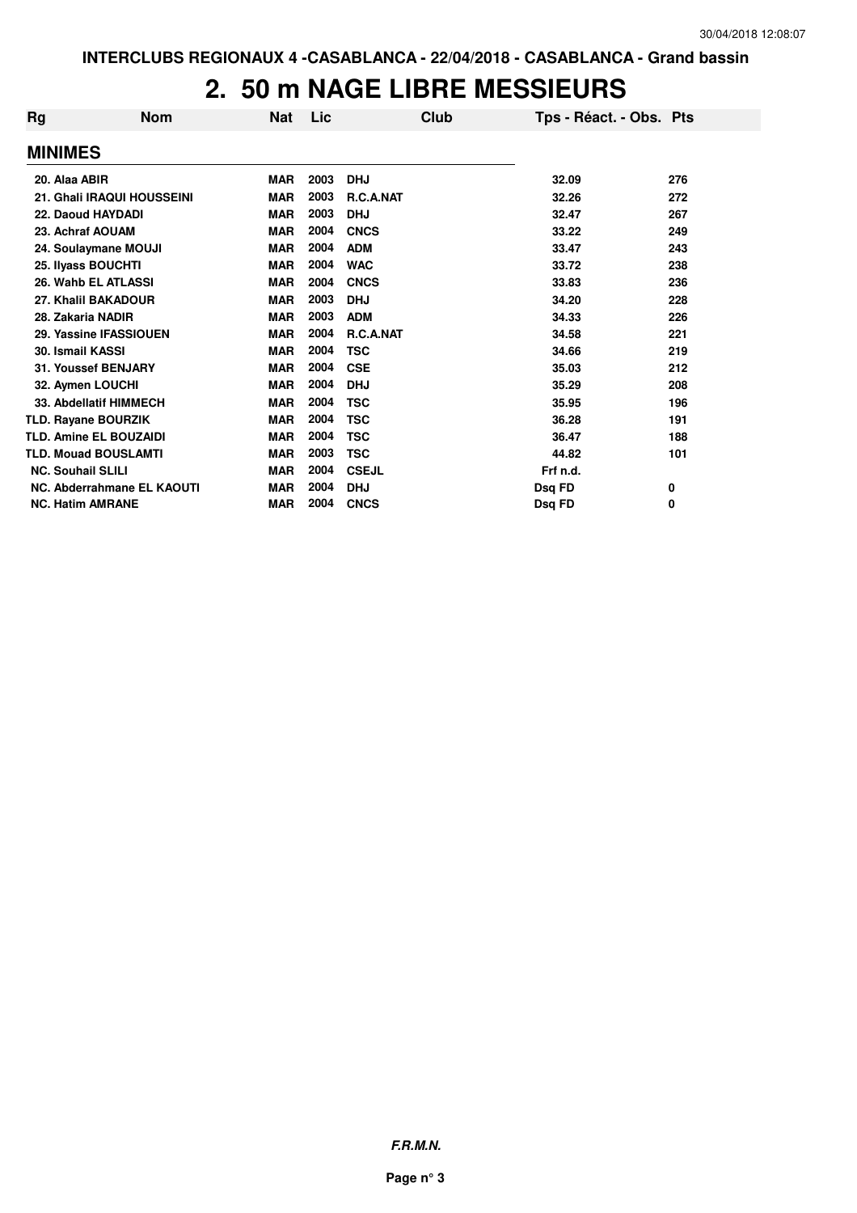INTERCLUBS REGIONAUX 4 -CASABLANCA - 22/04/2018 - CASABLANCA - Grand bassin

# 2. 50 m NAGE LIBRE MESSIEURS

| Rg | Nom | Nat | Lic | Club | Tps - Réact. - Obs. | Pts |
|---|---|---|---|---|---|---|
| **MINIMES** | | | | | | |
| 20. | Alaa ABIR | MAR | 2003 | DHJ | 32.09 | 276 |
| 21. | Ghali IRAQUI HOUSSEINI | MAR | 2003 | R.C.A.NAT | 32.26 | 272 |
| 22. | Daoud HAYDADI | MAR | 2003 | DHJ | 32.47 | 267 |
| 23. | Achraf AOUAM | MAR | 2004 | CNCS | 33.22 | 249 |
| 24. | Soulaymane MOUJI | MAR | 2004 | ADM | 33.47 | 243 |
| 25. | Ilyass BOUCHTI | MAR | 2004 | WAC | 33.72 | 238 |
| 26. | Wahb EL ATLASSI | MAR | 2004 | CNCS | 33.83 | 236 |
| 27. | Khalil BAKADOUR | MAR | 2003 | DHJ | 34.20 | 228 |
| 28. | Zakaria NADIR | MAR | 2003 | ADM | 34.33 | 226 |
| 29. | Yassine IFASSIOUEN | MAR | 2004 | R.C.A.NAT | 34.58 | 221 |
| 30. | Ismail KASSI | MAR | 2004 | TSC | 34.66 | 219 |
| 31. | Youssef BENJARY | MAR | 2004 | CSE | 35.03 | 212 |
| 32. | Aymen LOUCHI | MAR | 2004 | DHJ | 35.29 | 208 |
| 33. | Abdellatif HIMMECH | MAR | 2004 | TSC | 35.95 | 196 |
| TLD. | Rayane BOURZIK | MAR | 2004 | TSC | 36.28 | 191 |
| TLD. | Amine EL BOUZAIDI | MAR | 2004 | TSC | 36.47 | 188 |
| TLD. | Mouad BOUSLAMTI | MAR | 2003 | TSC | 44.82 | 101 |
| NC. | Souhail SLILI | MAR | 2004 | CSEJL | Frf n.d. | |
| NC. | Abderrahmane EL KAOUTI | MAR | 2004 | DHJ | Dsq FD | 0 |
| NC. | Hatim AMRANE | MAR | 2004 | CNCS | Dsq FD | 0 |

***F.R.M.N.***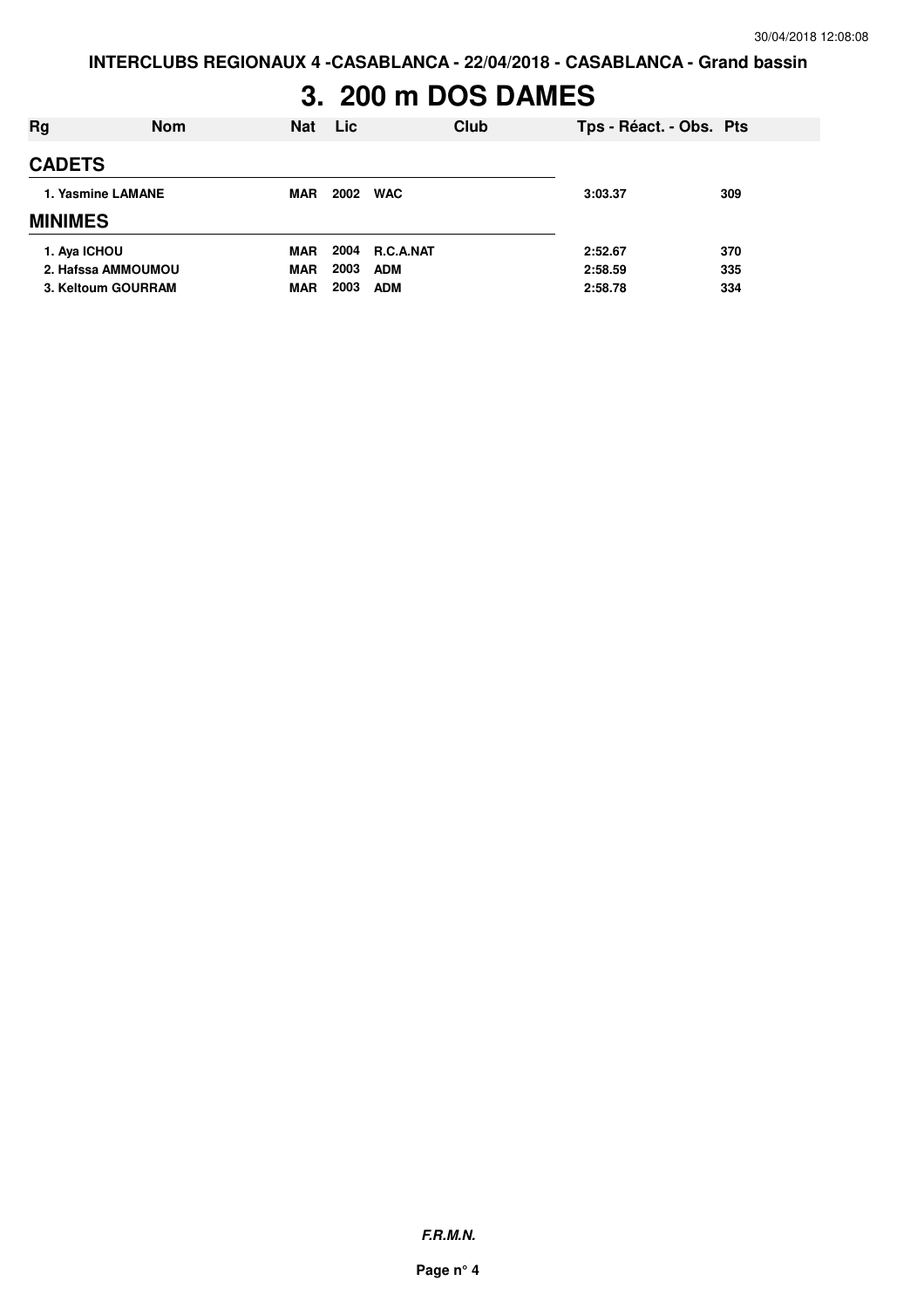# 3. 200 m DOS DAMES

| Rg | Nom | Nat | Lic | Club | Tps - Réact. - Obs. | Pts |
|---|---|---|---|---|---|---|
| **CADETS** | | | | | | |
| 1. | Yasmine LAMANE | MAR | 2002 | WAC | 3:03.37 | 309 |
| **MINIMES** | | | | | | |
| 1. | Aya ICHOU | MAR | 2004 | R.C.A.NAT | 2:52.67 | 370 |
| 2. | Hafssa AMMOUMOU | MAR | 2003 | ADM | 2:58.59 | 335 |
| 3. | Keltoum GOURRAM | MAR | 2003 | ADM | 2:58.78 | 334 |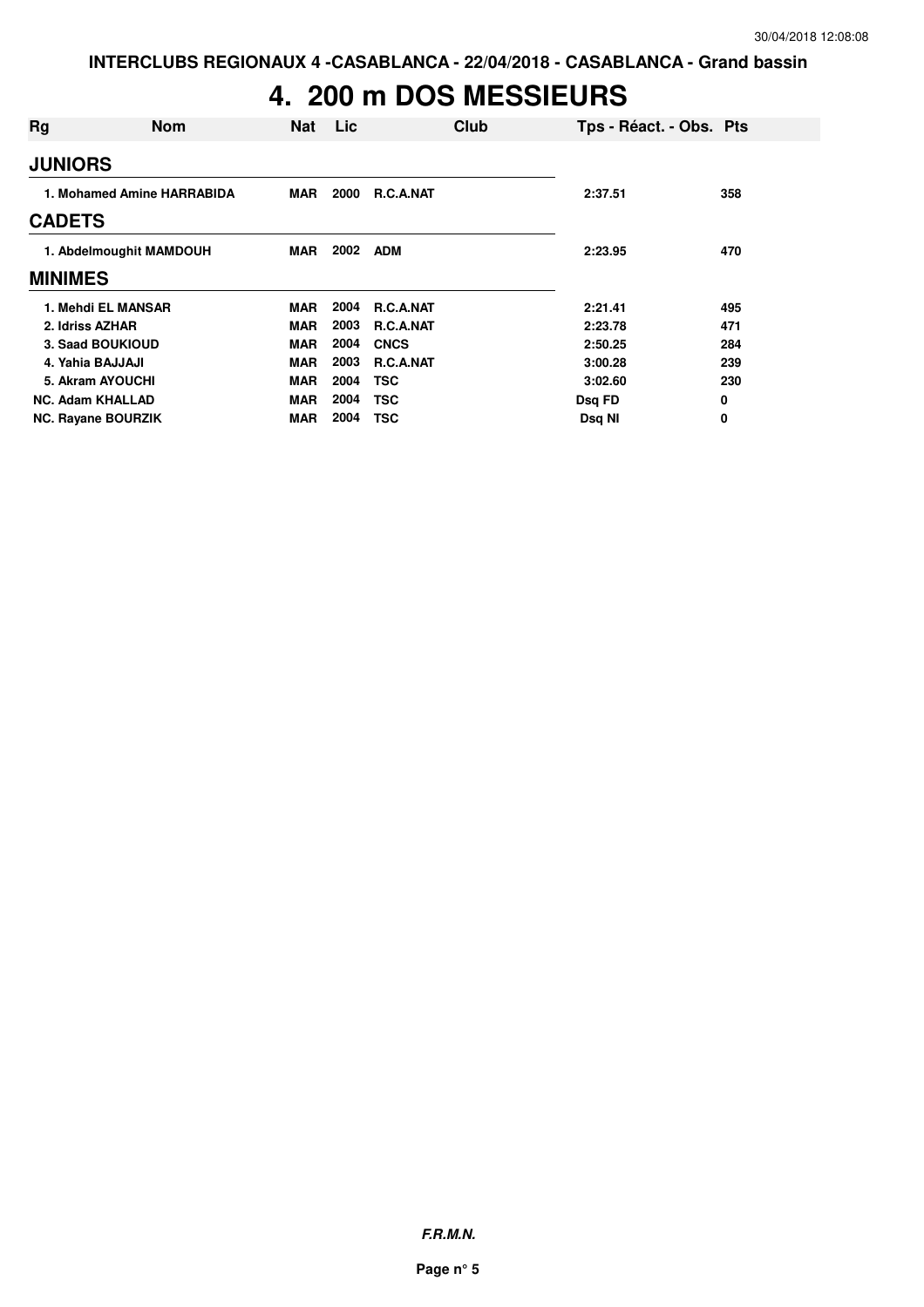# 4. 200 m DOS MESSIEURS

| Rg | Nom | Nat | Lic | Club | Tps - Réact. - Obs. | Pts |
|---|---|---|---|---|---|---|
| **JUNIORS** | | | | | | |
| 1. | Mohamed Amine HARRABIDA | MAR | 2000 | R.C.A.NAT | 2:37.51 | 358 |
| **CADETS** | | | | | | |
| 1. | Abdelmoughit MAMDOUH | MAR | 2002 | ADM | 2:23.95 | 470 |
| **MINIMES** | | | | | | |
| 1. | Mehdi EL MANSAR | MAR | 2004 | R.C.A.NAT | 2:21.41 | 495 |
| 2. | Idriss AZHAR | MAR | 2003 | R.C.A.NAT | 2:23.78 | 471 |
| 3. | Saad BOUKIOUD | MAR | 2004 | CNCS | 2:50.25 | 284 |
| 4. | Yahia BAJJAJI | MAR | 2003 | R.C.A.NAT | 3:00.28 | 239 |
| 5. | Akram AYOUCHI | MAR | 2004 | TSC | 3:02.60 | 230 |
| NC. | Adam KHALLAD | MAR | 2004 | TSC | Dsq FD | 0 |
| NC. | Rayane BOURZIK | MAR | 2004 | TSC | Dsq NI | 0 |

***F.R.M.N.***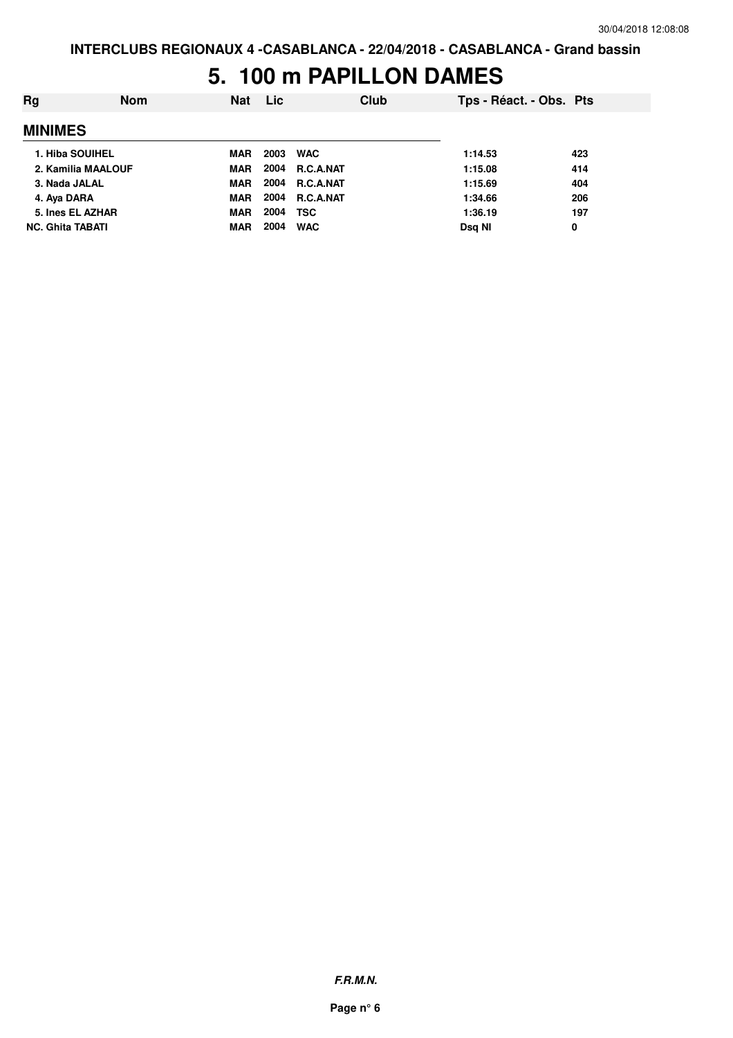# 5. 100 m PAPILLON DAMES

| Rg | Nom | Nat | Lic | Club | Tps - Réact. - Obs. | Pts |
|---|---|---|---|---|---|---|
| **MINIMES** | | | | | | |
| 1. | Hiba SOUIHEL | MAR | 2003 | WAC | 1:14.53 | 423 |
| 2. | Kamilia MAALOUF | MAR | 2004 | R.C.A.NAT | 1:15.08 | 414 |
| 3. | Nada JALAL | MAR | 2004 | R.C.A.NAT | 1:15.69 | 404 |
| 4. | Aya DARA | MAR | 2004 | R.C.A.NAT | 1:34.66 | 206 |
| 5. | Ines EL AZHAR | MAR | 2004 | TSC | 1:36.19 | 197 |
| NC. | Ghita TABATI | MAR | 2004 | WAC | Dsq NI | 0 |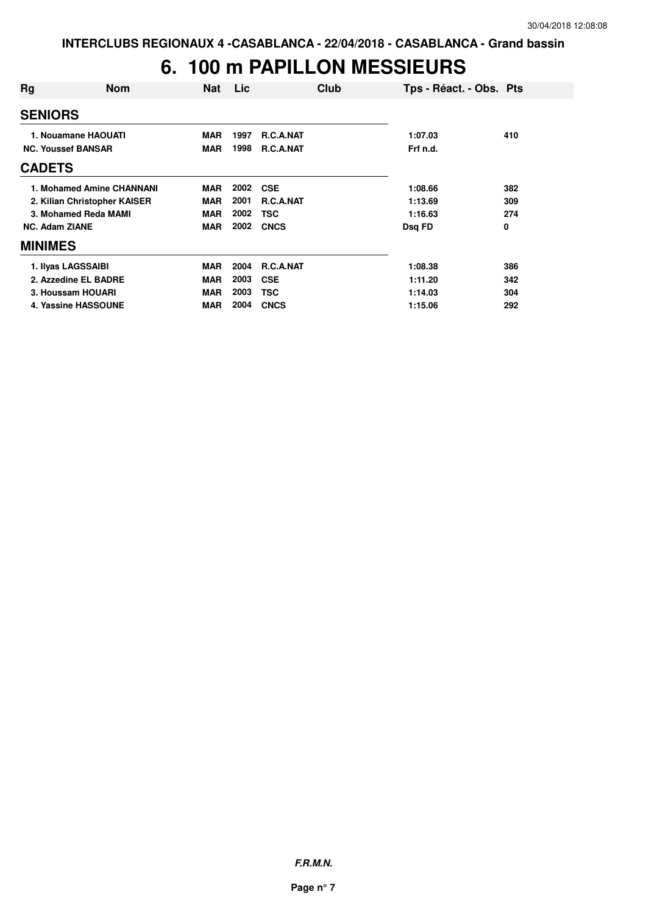**INTERCLUBS REGIONAUX 4 -CASABLANCA - 22/04/2018 - CASABLANCA - Grand bassin**

# 6. 100 m PAPILLON MESSIEURS

| Rg | Nom | Nat | Lic | Club | Tps - Réact. - Obs. | Pts |
|---|---|---|---|---|---|---|
| **SENIORS** | | | | | | |
| 1. | Nouamane HAOUATI | MAR | 1997 | R.C.A.NAT | 1:07.03 | 410 |
| NC. | Youssef BANSAR | MAR | 1998 | R.C.A.NAT | Frf n.d. | |
| **CADETS** | | | | | | |
| 1. | Mohamed Amine CHANNANI | MAR | 2002 | CSE | 1:08.66 | 382 |
| 2. | Kilian Christopher KAISER | MAR | 2001 | R.C.A.NAT | 1:13.69 | 309 |
| 3. | Mohamed Reda MAMI | MAR | 2002 | TSC | 1:16.63 | 274 |
| NC. | Adam ZIANE | MAR | 2002 | CNCS | Dsq FD | 0 |
| **MINIMES** | | | | | | |
| 1. | Ilyas LAGSSAIBI | MAR | 2004 | R.C.A.NAT | 1:08.38 | 386 |
| 2. | Azzedine EL BADRE | MAR | 2003 | CSE | 1:11.20 | 342 |
| 3. | Houssam HOUARI | MAR | 2003 | TSC | 1:14.03 | 304 |
| 4. | Yassine HASSOUNE | MAR | 2004 | CNCS | 1:15.06 | 292 |

***F.R.M.N.***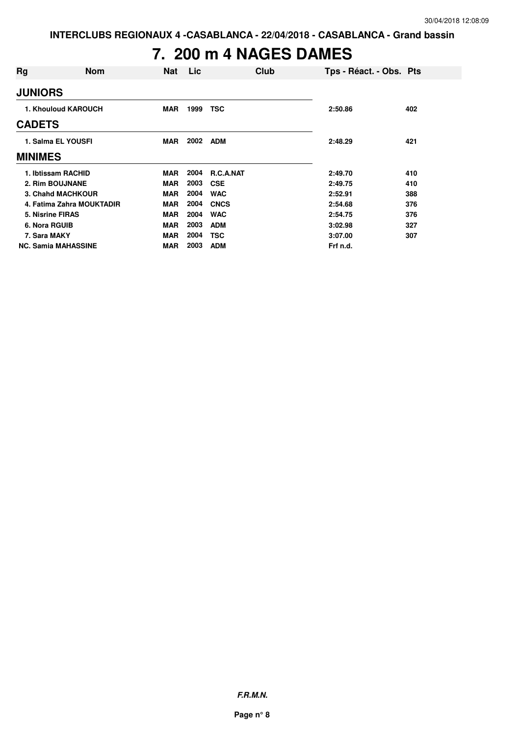INTERCLUBS REGIONAUX 4 -CASABLANCA - 22/04/2018 - CASABLANCA - Grand bassin

# 7. 200 m 4 NAGES DAMES

| Rg | Nom | Nat | Lic | Club | Tps - Réact. - Obs. | Pts |
|---|---|---|---|---|---|---|
| **JUNIORS** | | | | | | |
| 1. Khouloud KAROUCH | | MAR | 1999 | TSC | 2:50.86 | 402 |
| **CADETS** | | | | | | |
| 1. Salma EL YOUSFI | | MAR | 2002 | ADM | 2:48.29 | 421 |
| **MINIMES** | | | | | | |
| 1. Ibtissam RACHID | | MAR | 2004 | R.C.A.NAT | 2:49.70 | 410 |
| 2. Rim BOUJNANE | | MAR | 2003 | CSE | 2:49.75 | 410 |
| 3. Chahd MACHKOUR | | MAR | 2004 | WAC | 2:52.91 | 388 |
| 4. Fatima Zahra MOUKTADIR | | MAR | 2004 | CNCS | 2:54.68 | 376 |
| 5. Nisrine FIRAS | | MAR | 2004 | WAC | 2:54.75 | 376 |
| 6. Nora RGUIB | | MAR | 2003 | ADM | 3:02.98 | 327 |
| 7. Sara MAKY | | MAR | 2004 | TSC | 3:07.00 | 307 |
| NC. Samia MAHASSINE | | MAR | 2003 | ADM | Frf n.d. | |

*F.R.M.N.*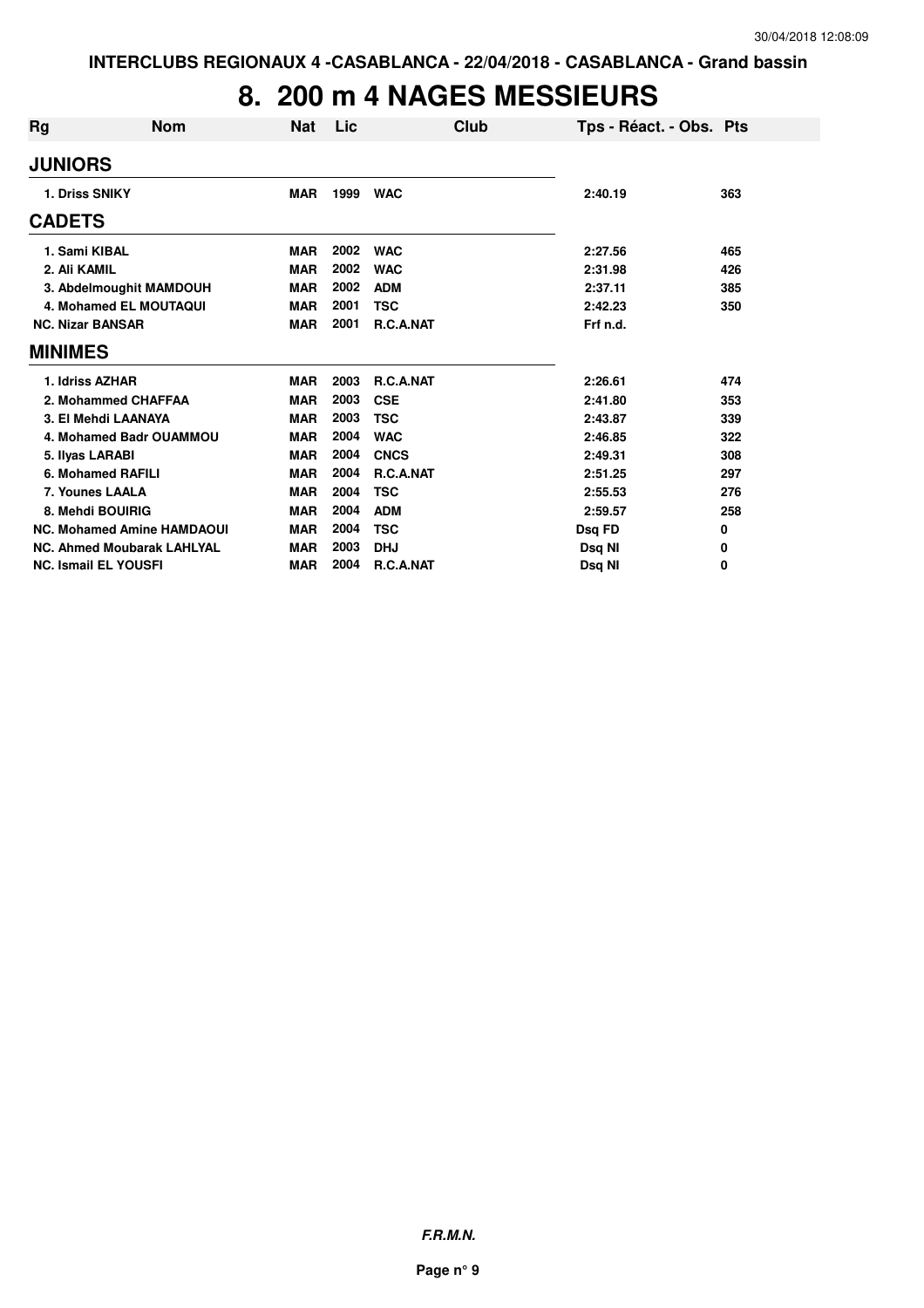INTERCLUBS REGIONAUX 4 -CASABLANCA - 22/04/2018 - CASABLANCA - Grand bassin

# 8. 200 m 4 NAGES MESSIEURS

| Rg | Nom | Nat | Lic | Club | Tps - Réact. - Obs. | Pts |
|---|---|---|---|---|---|---|
| **JUNIORS** | | | | | | |
| 1. | Driss SNIKY | MAR | 1999 | WAC | 2:40.19 | 363 |
| **CADETS** | | | | | | |
| 1. | Sami KIBAL | MAR | 2002 | WAC | 2:27.56 | 465 |
| 2. | Ali KAMIL | MAR | 2002 | WAC | 2:31.98 | 426 |
| 3. | Abdelmoughit MAMDOUH | MAR | 2002 | ADM | 2:37.11 | 385 |
| 4. | Mohamed EL MOUTAQUI | MAR | 2001 | TSC | 2:42.23 | 350 |
| NC. | Nizar BANSAR | MAR | 2001 | R.C.A.NAT | Frf n.d. | |
| **MINIMES** | | | | | | |
| 1. | Idriss AZHAR | MAR | 2003 | R.C.A.NAT | 2:26.61 | 474 |
| 2. | Mohammed CHAFFAA | MAR | 2003 | CSE | 2:41.80 | 353 |
| 3. | El Mehdi LAANAYA | MAR | 2003 | TSC | 2:43.87 | 339 |
| 4. | Mohamed Badr OUAMMOU | MAR | 2004 | WAC | 2:46.85 | 322 |
| 5. | Ilyas LARABI | MAR | 2004 | CNCS | 2:49.31 | 308 |
| 6. | Mohamed RAFILI | MAR | 2004 | R.C.A.NAT | 2:51.25 | 297 |
| 7. | Younes LAALA | MAR | 2004 | TSC | 2:55.53 | 276 |
| 8. | Mehdi BOUIRIG | MAR | 2004 | ADM | 2:59.57 | 258 |
| NC. | Mohamed Amine HAMDAOUI | MAR | 2004 | TSC | Dsq FD | 0 |
| NC. | Ahmed Moubarak LAHLYAL | MAR | 2003 | DHJ | Dsq NI | 0 |
| NC. | Ismail EL YOUSFI | MAR | 2004 | R.C.A.NAT | Dsq NI | 0 |

***F.R.M.N.***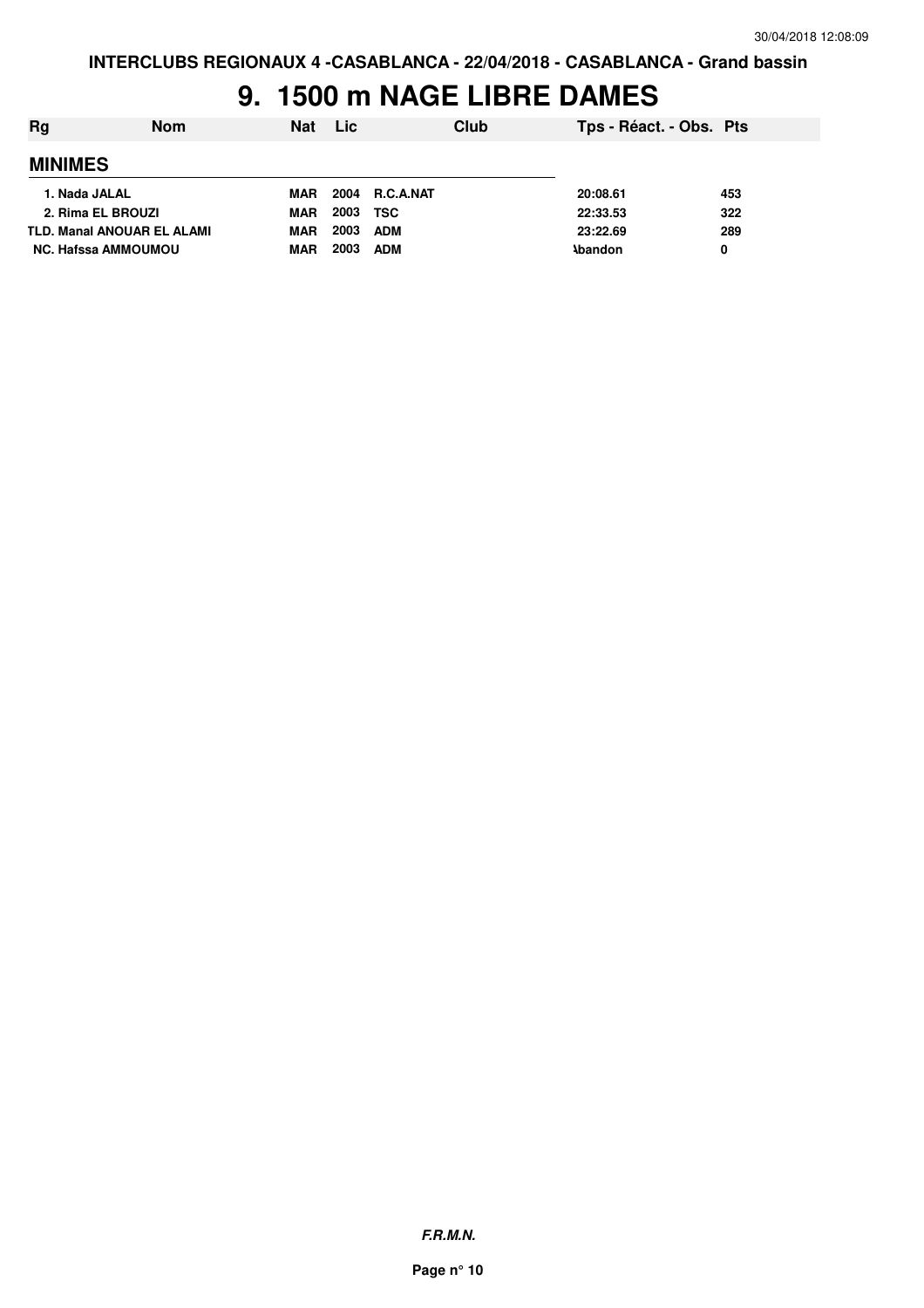# 9. 1500 m NAGE LIBRE DAMES

| Rg | Nom | Nat | Lic | Club | Tps - Réact. - Obs. | Pts |
|---|---|---|---|---|---|---|
| **MINIMES** | | | | | | |
| 1. | Nada JALAL | MAR | 2004 | R.C.A.NAT | 20:08.61 | 453 |
| 2. | Rima EL BROUZI | MAR | 2003 | TSC | 22:33.53 | 322 |
| TLD. | Manal ANOUAR EL ALAMI | MAR | 2003 | ADM | 23:22.69 | 289 |
| NC. | Hafssa AMMOUMOU | MAR | 2003 | ADM | Abandon | 0 |

*F.R.M.N.*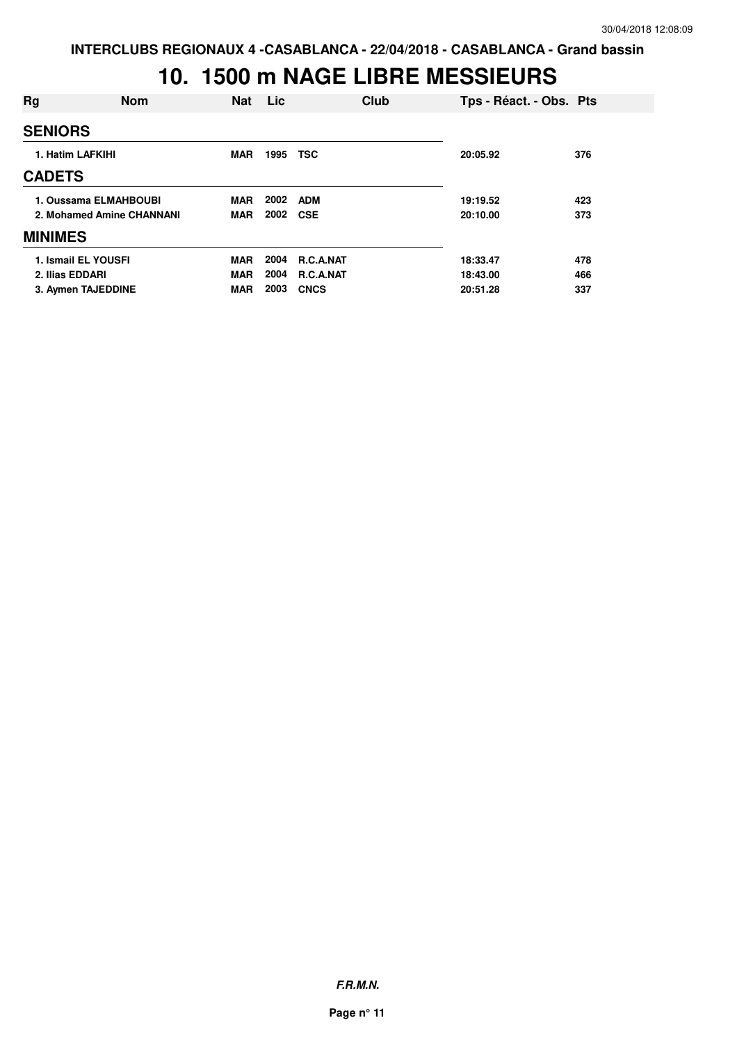# 10. 1500 m NAGE LIBRE MESSIEURS

| Rg | Nom | Nat | Lic | Club | Tps - Réact. - Obs. | Pts |
|---|---|---|---|---|---|---|
| **SENIORS** | | | | | | |
| 1. | Hatim LAFKIHI | MAR | 1995 | TSC | 20:05.92 | 376 |
| **CADETS** | | | | | | |
| 1. | Oussama ELMAHBOUBI | MAR | 2002 | ADM | 19:19.52 | 423 |
| 2. | Mohamed Amine CHANNANI | MAR | 2002 | CSE | 20:10.00 | 373 |
| **MINIMES** | | | | | | |
| 1. | Ismail EL YOUSFI | MAR | 2004 | R.C.A.NAT | 18:33.47 | 478 |
| 2. | Ilias EDDARI | MAR | 2004 | R.C.A.NAT | 18:43.00 | 466 |
| 3. | Aymen TAJEDDINE | MAR | 2003 | CNCS | 20:51.28 | 337 |

***F.R.M.N.***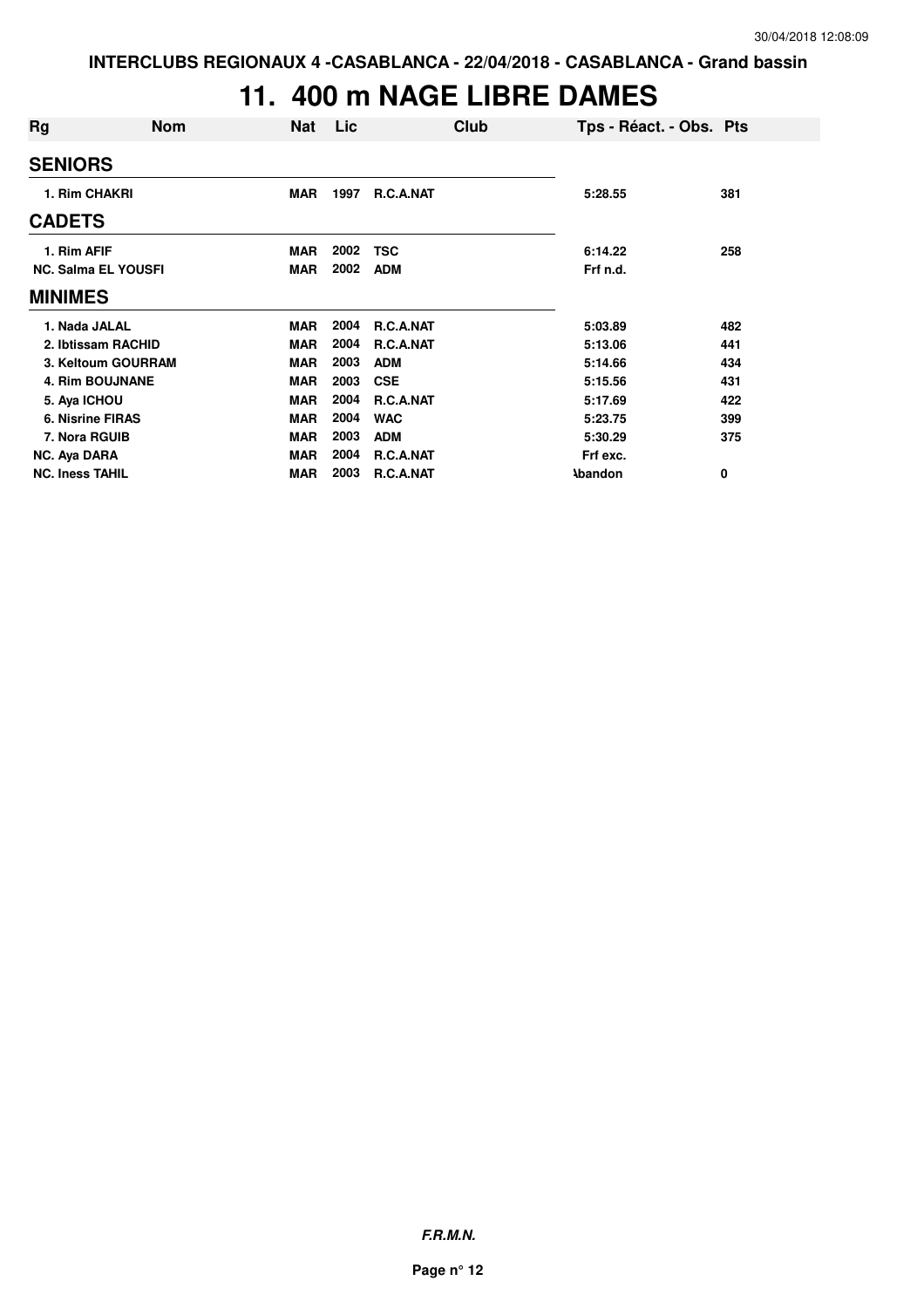INTERCLUBS REGIONAUX 4 -CASABLANCA - 22/04/2018 - CASABLANCA - Grand bassin

# 11. 400 m NAGE LIBRE DAMES

| Rg | Nom | Nat | Lic | Club | Tps - Réact. - Obs. | Pts |
|---|---|---|---|---|---|---|
| **SENIORS** | | | | | | |
| 1. Rim CHAKRI | | MAR | 1997 | R.C.A.NAT | 5:28.55 | 381 |
| **CADETS** | | | | | | |
| 1. Rim AFIF | | MAR | 2002 | TSC | 6:14.22 | 258 |
| NC. Salma EL YOUSFI | | MAR | 2002 | ADM | Frf n.d. | |
| **MINIMES** | | | | | | |
| 1. Nada JALAL | | MAR | 2004 | R.C.A.NAT | 5:03.89 | 482 |
| 2. Ibtissam RACHID | | MAR | 2004 | R.C.A.NAT | 5:13.06 | 441 |
| 3. Keltoum GOURRAM | | MAR | 2003 | ADM | 5:14.66 | 434 |
| 4. Rim BOUJNANE | | MAR | 2003 | CSE | 5:15.56 | 431 |
| 5. Aya ICHOU | | MAR | 2004 | R.C.A.NAT | 5:17.69 | 422 |
| 6. Nisrine FIRAS | | MAR | 2004 | WAC | 5:23.75 | 399 |
| 7. Nora RGUIB | | MAR | 2003 | ADM | 5:30.29 | 375 |
| NC. Aya DARA | | MAR | 2004 | R.C.A.NAT | Frf exc. | |
| NC. Iness TAHIL | | MAR | 2003 | R.C.A.NAT | Abandon | 0 |

F.R.M.N.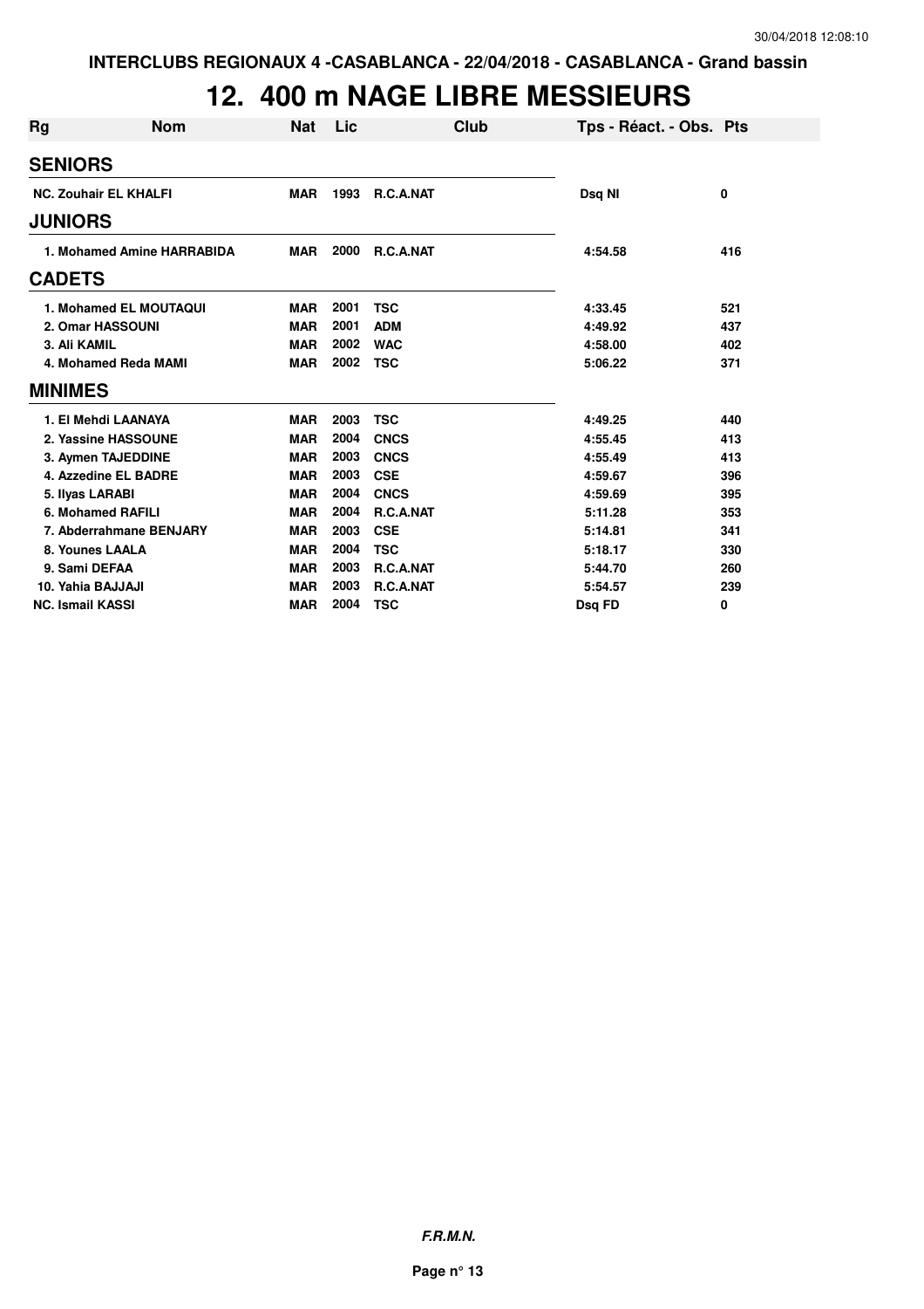INTERCLUBS REGIONAUX 4 -CASABLANCA - 22/04/2018 - CASABLANCA - Grand bassin

# 12. 400 m NAGE LIBRE MESSIEURS

| Rg | Nom | Nat | Lic | Club | Tps - Réact. - Obs. | Pts |
|---|---|---|---|---|---|---|
| **SENIORS** | | | | | | |
| NC. | Zouhair EL KHALFI | MAR | 1993 | R.C.A.NAT | Dsq NI | 0 |
| **JUNIORS** | | | | | | |
| 1. | Mohamed Amine HARRABIDA | MAR | 2000 | R.C.A.NAT | 4:54.58 | 416 |
| **CADETS** | | | | | | |
| 1. | Mohamed EL MOUTAQUI | MAR | 2001 | TSC | 4:33.45 | 521 |
| 2. | Omar HASSOUNI | MAR | 2001 | ADM | 4:49.92 | 437 |
| 3. | Ali KAMIL | MAR | 2002 | WAC | 4:58.00 | 402 |
| 4. | Mohamed Reda MAMI | MAR | 2002 | TSC | 5:06.22 | 371 |
| **MINIMES** | | | | | | |
| 1. | El Mehdi LAANAYA | MAR | 2003 | TSC | 4:49.25 | 440 |
| 2. | Yassine HASSOUNE | MAR | 2004 | CNCS | 4:55.45 | 413 |
| 3. | Aymen TAJEDDINE | MAR | 2003 | CNCS | 4:55.49 | 413 |
| 4. | Azzedine EL BADRE | MAR | 2003 | CSE | 4:59.67 | 396 |
| 5. | Ilyas LARABI | MAR | 2004 | CNCS | 4:59.69 | 395 |
| 6. | Mohamed RAFILI | MAR | 2004 | R.C.A.NAT | 5:11.28 | 353 |
| 7. | Abderrahmane BENJARY | MAR | 2003 | CSE | 5:14.81 | 341 |
| 8. | Younes LAALA | MAR | 2004 | TSC | 5:18.17 | 330 |
| 9. | Sami DEFAA | MAR | 2003 | R.C.A.NAT | 5:44.70 | 260 |
| 10. | Yahia BAJJAJI | MAR | 2003 | R.C.A.NAT | 5:54.57 | 239 |
| NC. | Ismail KASSI | MAR | 2004 | TSC | Dsq FD | 0 |

*F.R.M.N.*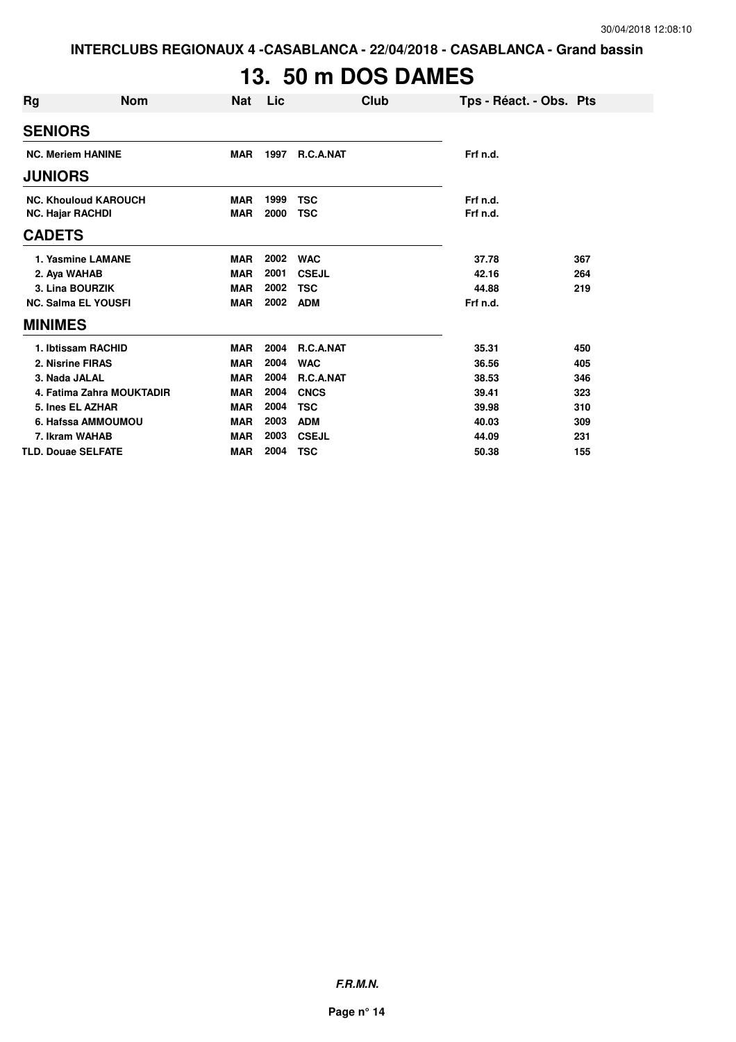INTERCLUBS REGIONAUX 4 -CASABLANCA - 22/04/2018 - CASABLANCA - Grand bassin

# 13. 50 m DOS DAMES

| Rg | Nom | Nat | Lic | Club | Tps - Réact. - Obs. | Pts |
|---|---|---|---|---|---|---|
| **SENIORS** | | | | | | |
| NC. Meriem HANINE | | MAR | 1997 | R.C.A.NAT | Frf n.d. | |
| **JUNIORS** | | | | | | |
| NC. Khouloud KAROUCH | | MAR | 1999 | TSC | Frf n.d. | |
| NC. Hajar RACHDI | | MAR | 2000 | TSC | Frf n.d. | |
| **CADETS** | | | | | | |
| 1. Yasmine LAMANE | | MAR | 2002 | WAC | 37.78 | 367 |
| 2. Aya WAHAB | | MAR | 2001 | CSEJL | 42.16 | 264 |
| 3. Lina BOURZIK | | MAR | 2002 | TSC | 44.88 | 219 |
| NC. Salma EL YOUSFI | | MAR | 2002 | ADM | Frf n.d. | |
| **MINIMES** | | | | | | |
| 1. Ibtissam RACHID | | MAR | 2004 | R.C.A.NAT | 35.31 | 450 |
| 2. Nisrine FIRAS | | MAR | 2004 | WAC | 36.56 | 405 |
| 3. Nada JALAL | | MAR | 2004 | R.C.A.NAT | 38.53 | 346 |
| 4. Fatima Zahra MOUKTADIR | | MAR | 2004 | CNCS | 39.41 | 323 |
| 5. Ines EL AZHAR | | MAR | 2004 | TSC | 39.98 | 310 |
| 6. Hafssa AMMOUMOU | | MAR | 2003 | ADM | 40.03 | 309 |
| 7. Ikram WAHAB | | MAR | 2003 | CSEJL | 44.09 | 231 |
| TLD. Douae SELFATE | | MAR | 2004 | TSC | 50.38 | 155 |

**F.R.M.N.**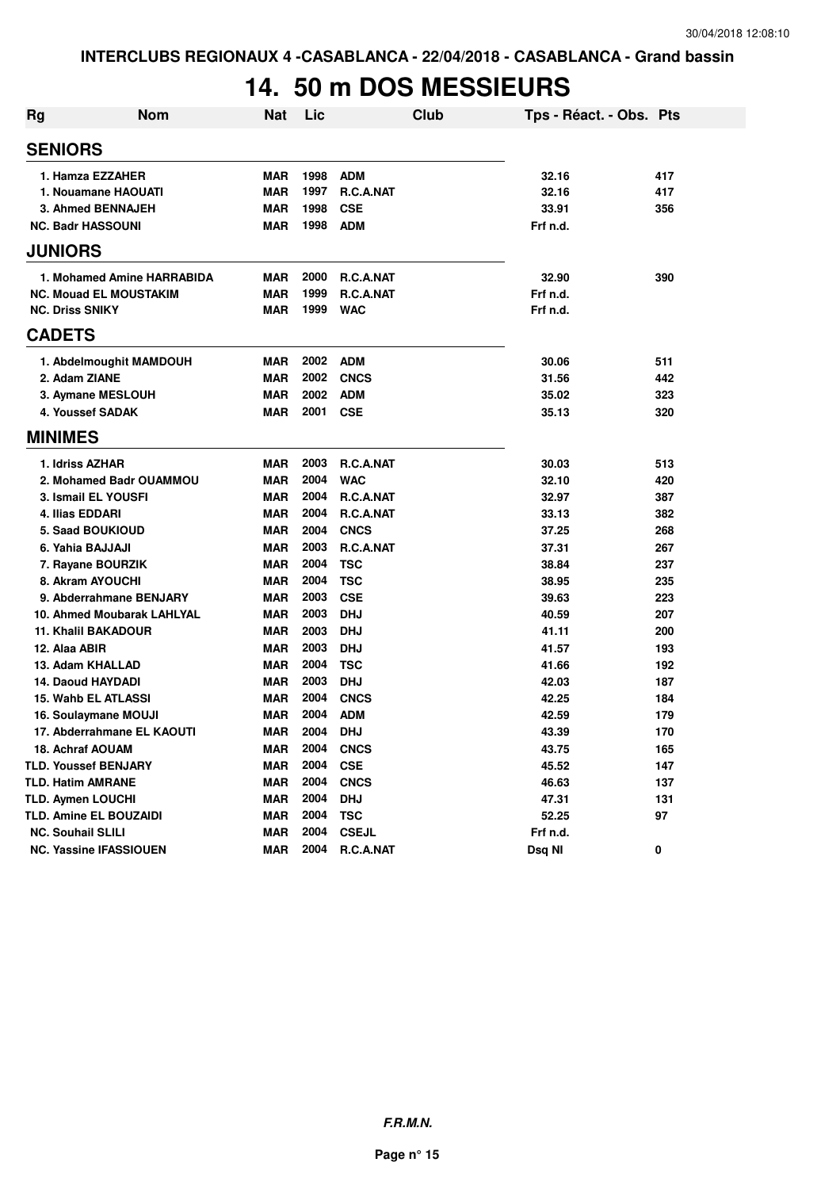INTERCLUBS REGIONAUX 4 -CASABLANCA - 22/04/2018 - CASABLANCA - Grand bassin

# 14. 50 m DOS MESSIEURS

| Rg | Nom | Nat | Lic | Club | Tps - Réact. - Obs. | Pts |
|---|---|---|---|---|---|---|
| **SENIORS** | | | | | | |
| 1. Hamza EZZAHER | | MAR | 1998 | ADM | 32.16 | 417 |
| 1. Nouamane HAOUATI | | MAR | 1997 | R.C.A.NAT | 32.16 | 417 |
| 3. Ahmed BENNAJEH | | MAR | 1998 | CSE | 33.91 | 356 |
| NC. Badr HASSOUNI | | MAR | 1998 | ADM | Frf n.d. | |
| **JUNIORS** | | | | | | |
| 1. Mohamed Amine HARRABIDA | | MAR | 2000 | R.C.A.NAT | 32.90 | 390 |
| NC. Mouad EL MOUSTAKIM | | MAR | 1999 | R.C.A.NAT | Frf n.d. | |
| NC. Driss SNIKY | | MAR | 1999 | WAC | Frf n.d. | |
| **CADETS** | | | | | | |
| 1. Abdelmoughit MAMDOUH | | MAR | 2002 | ADM | 30.06 | 511 |
| 2. Adam ZIANE | | MAR | 2002 | CNCS | 31.56 | 442 |
| 3. Aymane MESLOUH | | MAR | 2002 | ADM | 35.02 | 323 |
| 4. Youssef SADAK | | MAR | 2001 | CSE | 35.13 | 320 |
| **MINIMES** | | | | | | |
| 1. Idriss AZHAR | | MAR | 2003 | R.C.A.NAT | 30.03 | 513 |
| 2. Mohamed Badr OUAMMOU | | MAR | 2004 | WAC | 32.10 | 420 |
| 3. Ismail EL YOUSFI | | MAR | 2004 | R.C.A.NAT | 32.97 | 387 |
| 4. Ilias EDDARI | | MAR | 2004 | R.C.A.NAT | 33.13 | 382 |
| 5. Saad BOUKIOUD | | MAR | 2004 | CNCS | 37.25 | 268 |
| 6. Yahia BAJJAJI | | MAR | 2003 | R.C.A.NAT | 37.31 | 267 |
| 7. Rayane BOURZIK | | MAR | 2004 | TSC | 38.84 | 237 |
| 8. Akram AYOUCHI | | MAR | 2004 | TSC | 38.95 | 235 |
| 9. Abderrahmane BENJARY | | MAR | 2003 | CSE | 39.63 | 223 |
| 10. Ahmed Moubarak LAHLYAL | | MAR | 2003 | DHJ | 40.59 | 207 |
| 11. Khalil BAKADOUR | | MAR | 2003 | DHJ | 41.11 | 200 |
| 12. Alaa ABIR | | MAR | 2003 | DHJ | 41.57 | 193 |
| 13. Adam KHALLAD | | MAR | 2004 | TSC | 41.66 | 192 |
| 14. Daoud HAYDADI | | MAR | 2003 | DHJ | 42.03 | 187 |
| 15. Wahb EL ATLASSI | | MAR | 2004 | CNCS | 42.25 | 184 |
| 16. Soulaymane MOUJI | | MAR | 2004 | ADM | 42.59 | 179 |
| 17. Abderrahmane EL KAOUTI | | MAR | 2004 | DHJ | 43.39 | 170 |
| 18. Achraf AOUAM | | MAR | 2004 | CNCS | 43.75 | 165 |
| TLD. Youssef BENJARY | | MAR | 2004 | CSE | 45.52 | 147 |
| TLD. Hatim AMRANE | | MAR | 2004 | CNCS | 46.63 | 137 |
| TLD. Aymen LOUCHI | | MAR | 2004 | DHJ | 47.31 | 131 |
| TLD. Amine EL BOUZAIDI | | MAR | 2004 | TSC | 52.25 | 97 |
| NC. Souhail SLILI | | MAR | 2004 | CSEJL | Frf n.d. | |
| NC. Yassine IFASSIOUEN | | MAR | 2004 | R.C.A.NAT | Dsq NI | 0 |

*F.R.M.N.*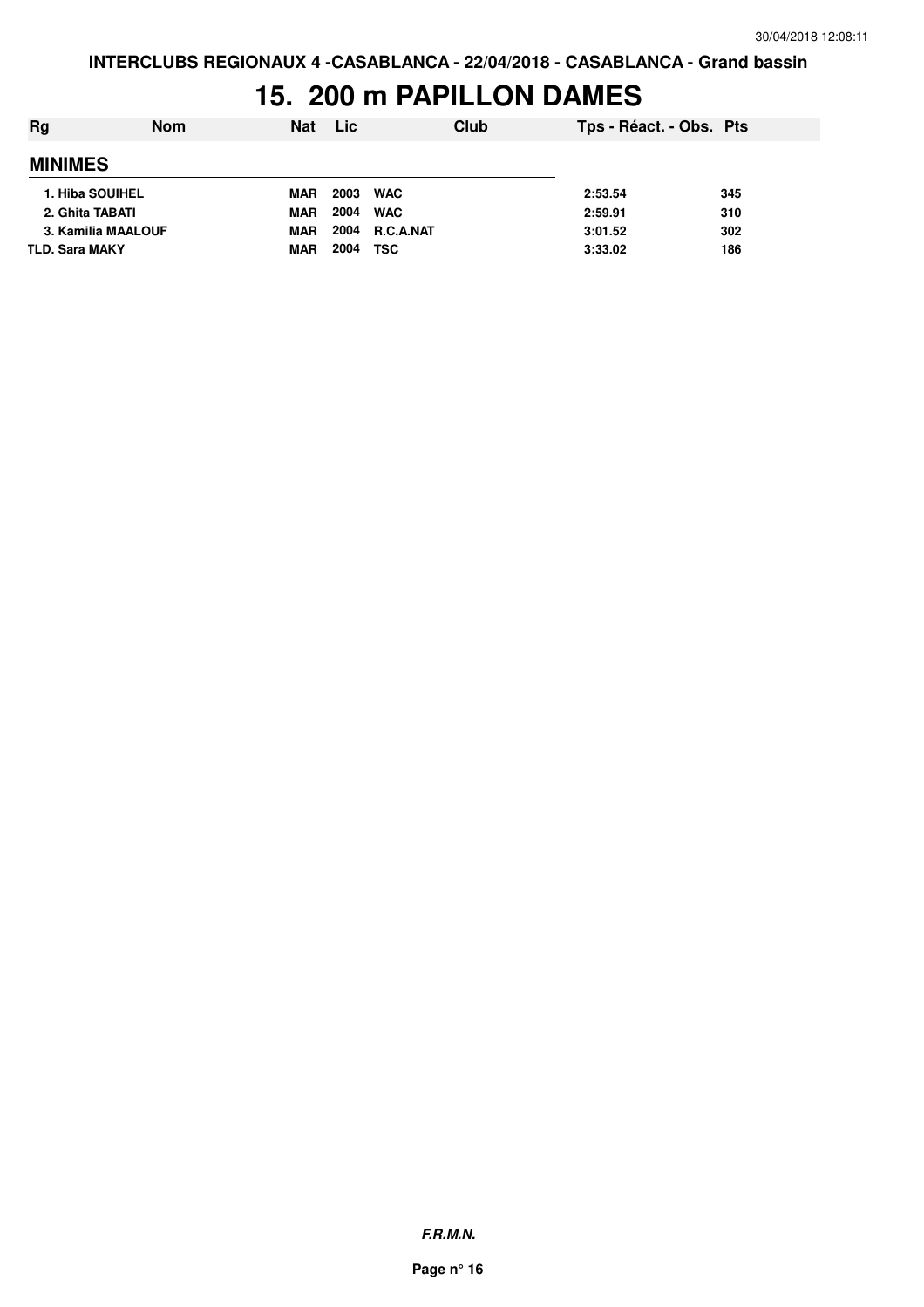INTERCLUBS REGIONAUX 4 -CASABLANCA - 22/04/2018 - CASABLANCA - Grand bassin

# 15. 200 m PAPILLON DAMES

| Rg | Nom | Nat | Lic | Club | Tps - Réact. - Obs. | Pts |
|---|---|---|---|---|---|---|
| **MINIMES** | | | | | | |
| 1. | Hiba SOUIHEL | MAR | 2003 | WAC | 2:53.54 | 345 |
| 2. | Ghita TABATI | MAR | 2004 | WAC | 2:59.91 | 310 |
| 3. | Kamilia MAALOUF | MAR | 2004 | R.C.A.NAT | 3:01.52 | 302 |
| TLD. | Sara MAKY | MAR | 2004 | TSC | 3:33.02 | 186 |

*F.R.M.N.*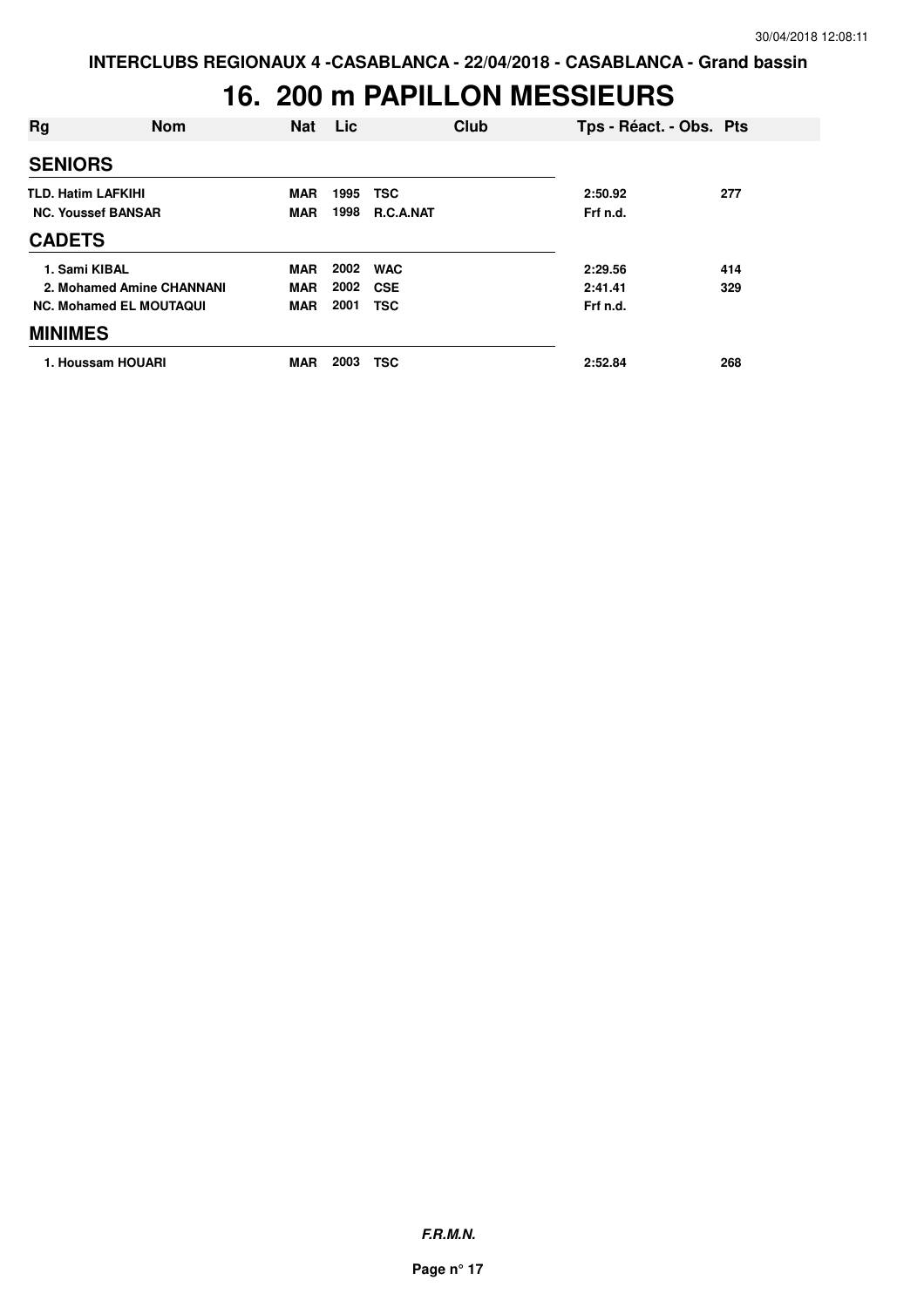INTERCLUBS REGIONAUX 4 -CASABLANCA - 22/04/2018 - CASABLANCA - Grand bassin

# 16. 200 m PAPILLON MESSIEURS

| Rg | Nom | Nat | Lic | Club | Tps - Réact. - Obs. | Pts |
|---|---|---|---|---|---|---|
| **SENIORS** | | | | | | |
| TLD. | Hatim LAFKIHI | MAR | 1995 | TSC | 2:50.92 | 277 |
| NC. | Youssef BANSAR | MAR | 1998 | R.C.A.NAT | Frf n.d. | |
| **CADETS** | | | | | | |
| 1. | Sami KIBAL | MAR | 2002 | WAC | 2:29.56 | 414 |
| 2. | Mohamed Amine CHANNANI | MAR | 2002 | CSE | 2:41.41 | 329 |
| NC. | Mohamed EL MOUTAQUI | MAR | 2001 | TSC | Frf n.d. | |
| **MINIMES** | | | | | | |
| 1. | Houssam HOUARI | MAR | 2003 | TSC | 2:52.84 | 268 |

*F.R.M.N.*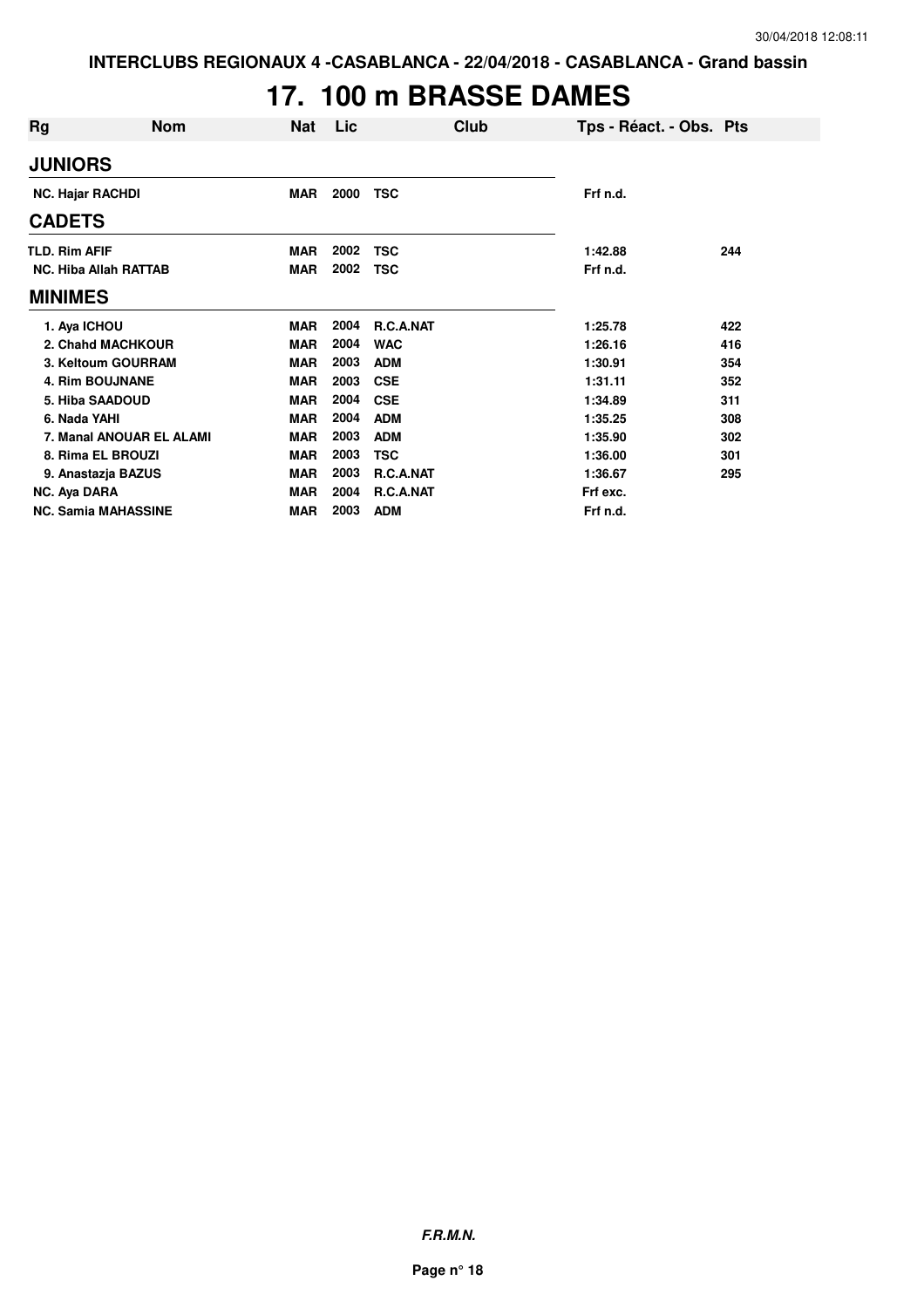INTERCLUBS REGIONAUX 4 -CASABLANCA - 22/04/2018 - CASABLANCA - Grand bassin

# 17. 100 m BRASSE DAMES

| Rg | Nom | Nat | Lic | Club | Tps - Réact. - Obs. | Pts |
|---|---|---|---|---|---|---|
| **JUNIORS** | | | | | | |
| NC. | Hajar RACHDI | MAR | 2000 | TSC | Frf n.d. | |
| **CADETS** | | | | | | |
| TLD. | Rim AFIF | MAR | 2002 | TSC | 1:42.88 | 244 |
| NC. | Hiba Allah RATTAB | MAR | 2002 | TSC | Frf n.d. | |
| **MINIMES** | | | | | | |
| 1. | Aya ICHOU | MAR | 2004 | R.C.A.NAT | 1:25.78 | 422 |
| 2. | Chahd MACHKOUR | MAR | 2004 | WAC | 1:26.16 | 416 |
| 3. | Keltoum GOURRAM | MAR | 2003 | ADM | 1:30.91 | 354 |
| 4. | Rim BOUJNANE | MAR | 2003 | CSE | 1:31.11 | 352 |
| 5. | Hiba SAADOUD | MAR | 2004 | CSE | 1:34.89 | 311 |
| 6. | Nada YAHI | MAR | 2004 | ADM | 1:35.25 | 308 |
| 7. | Manal ANOUAR EL ALAMI | MAR | 2003 | ADM | 1:35.90 | 302 |
| 8. | Rima EL BROUZI | MAR | 2003 | TSC | 1:36.00 | 301 |
| 9. | Anastazja BAZUS | MAR | 2003 | R.C.A.NAT | 1:36.67 | 295 |
| NC. | Aya DARA | MAR | 2004 | R.C.A.NAT | Frf exc. | |
| NC. | Samia MAHASSINE | MAR | 2003 | ADM | Frf n.d. | |

*F.R.M.N.*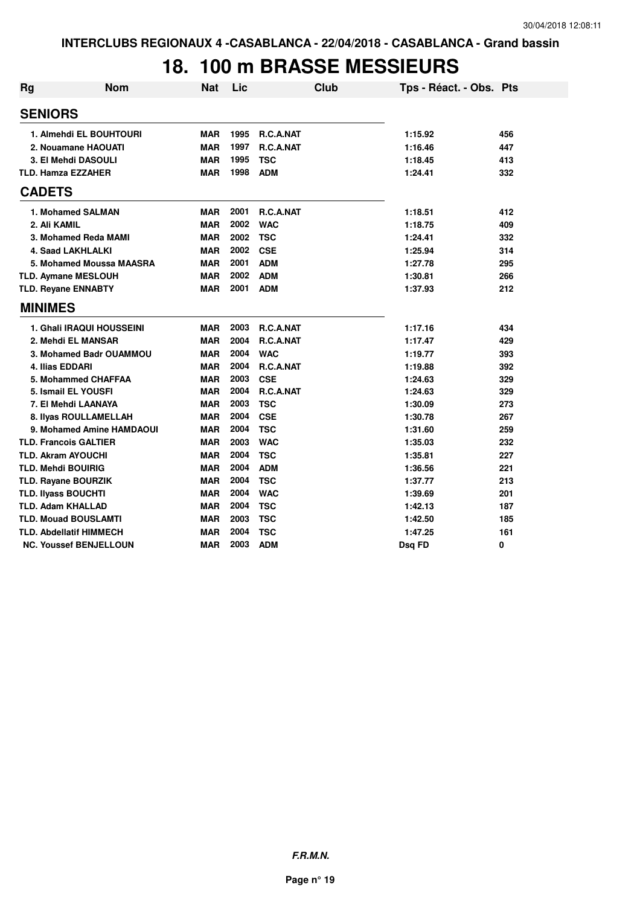INTERCLUBS REGIONAUX 4 -CASABLANCA - 22/04/2018 - CASABLANCA - Grand bassin

# 18. 100 m BRASSE MESSIEURS

| Rg | Nom | Nat | Lic | Club | Tps - Réact. - Obs. | Pts |
|---|---|---|---|---|---|---|
| **SENIORS** | | | | | | |
| 1. | Almehdi EL BOUHTOURI | MAR | 1995 | R.C.A.NAT | 1:15.92 | 456 |
| 2. | Nouamane HAOUATI | MAR | 1997 | R.C.A.NAT | 1:16.46 | 447 |
| 3. | El Mehdi DASOULI | MAR | 1995 | TSC | 1:18.45 | 413 |
| TLD. | Hamza EZZAHER | MAR | 1998 | ADM | 1:24.41 | 332 |
| **CADETS** | | | | | | |
| 1. | Mohamed SALMAN | MAR | 2001 | R.C.A.NAT | 1:18.51 | 412 |
| 2. | Ali KAMIL | MAR | 2002 | WAC | 1:18.75 | 409 |
| 3. | Mohamed Reda MAMI | MAR | 2002 | TSC | 1:24.41 | 332 |
| 4. | Saad LAKHLALKI | MAR | 2002 | CSE | 1:25.94 | 314 |
| 5. | Mohamed Moussa MAASRA | MAR | 2001 | ADM | 1:27.78 | 295 |
| TLD. | Aymane MESLOUH | MAR | 2002 | ADM | 1:30.81 | 266 |
| TLD. | Reyane ENNABTY | MAR | 2001 | ADM | 1:37.93 | 212 |
| **MINIMES** | | | | | | |
| 1. | Ghali IRAQUI HOUSSEINI | MAR | 2003 | R.C.A.NAT | 1:17.16 | 434 |
| 2. | Mehdi EL MANSAR | MAR | 2004 | R.C.A.NAT | 1:17.47 | 429 |
| 3. | Mohamed Badr OUAMMOU | MAR | 2004 | WAC | 1:19.77 | 393 |
| 4. | Ilias EDDARI | MAR | 2004 | R.C.A.NAT | 1:19.88 | 392 |
| 5. | Mohammed CHAFFAA | MAR | 2003 | CSE | 1:24.63 | 329 |
| 5. | Ismail EL YOUSFI | MAR | 2004 | R.C.A.NAT | 1:24.63 | 329 |
| 7. | El Mehdi LAANAYA | MAR | 2003 | TSC | 1:30.09 | 273 |
| 8. | Ilyas ROULLAMELLAH | MAR | 2004 | CSE | 1:30.78 | 267 |
| 9. | Mohamed Amine HAMDAOUI | MAR | 2004 | TSC | 1:31.60 | 259 |
| TLD. | Francois GALTIER | MAR | 2003 | WAC | 1:35.03 | 232 |
| TLD. | Akram AYOUCHI | MAR | 2004 | TSC | 1:35.81 | 227 |
| TLD. | Mehdi BOUIRIG | MAR | 2004 | ADM | 1:36.56 | 221 |
| TLD. | Rayane BOURZIK | MAR | 2004 | TSC | 1:37.77 | 213 |
| TLD. | Ilyass BOUCHTI | MAR | 2004 | WAC | 1:39.69 | 201 |
| TLD. | Adam KHALLAD | MAR | 2004 | TSC | 1:42.13 | 187 |
| TLD. | Mouad BOUSLAMTI | MAR | 2003 | TSC | 1:42.50 | 185 |
| TLD. | Abdellatif HIMMECH | MAR | 2004 | TSC | 1:47.25 | 161 |
| NC. | Youssef BENJELLOUN | MAR | 2003 | ADM | Dsq FD | 0 |

*F.R.M.N.*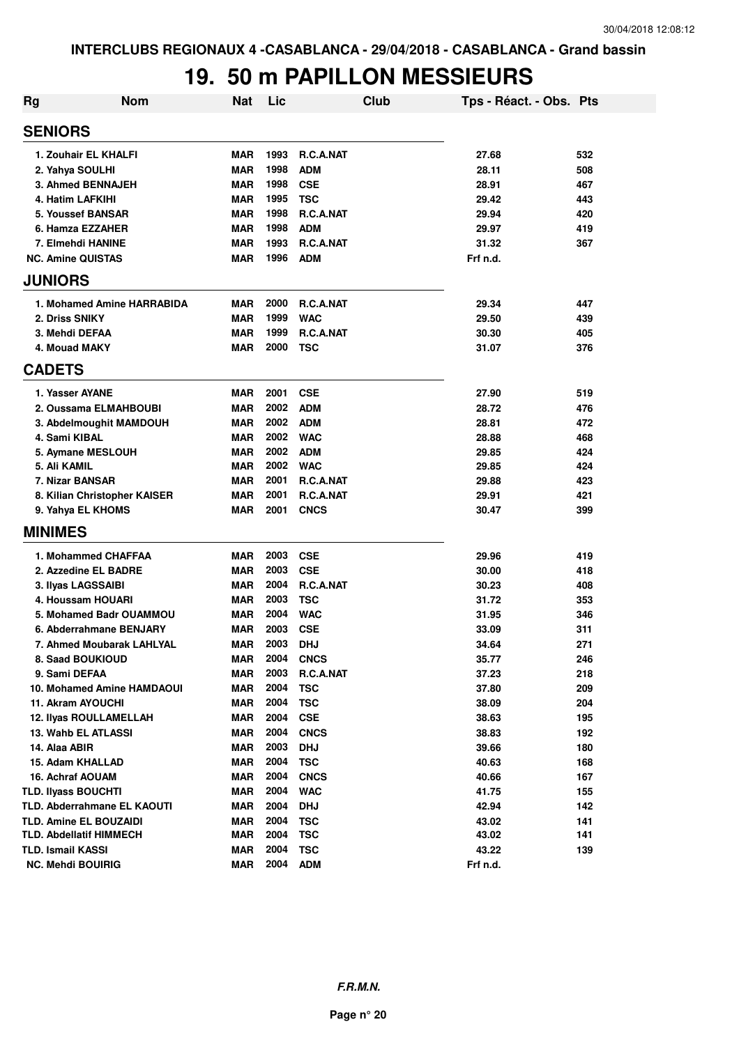INTERCLUBS REGIONAUX 4 -CASABLANCA - 29/04/2018 - CASABLANCA - Grand bassin

# 19. 50 m PAPILLON MESSIEURS

| Rg | Nom | Nat | Lic | Club | Tps - Réact. - Obs. | Pts |
|---|---|---|---|---|---|---|
| **SENIORS** | | | | | | |
| 1. | Zouhair EL KHALFI | MAR | 1993 | R.C.A.NAT | 27.68 | 532 |
| 2. | Yahya SOULHI | MAR | 1998 | ADM | 28.11 | 508 |
| 3. | Ahmed BENNAJEH | MAR | 1998 | CSE | 28.91 | 467 |
| 4. | Hatim LAFKIHI | MAR | 1995 | TSC | 29.42 | 443 |
| 5. | Youssef BANSAR | MAR | 1998 | R.C.A.NAT | 29.94 | 420 |
| 6. | Hamza EZZAHER | MAR | 1998 | ADM | 29.97 | 419 |
| 7. | Elmehdi HANINE | MAR | 1993 | R.C.A.NAT | 31.32 | 367 |
| NC. | Amine QUISTAS | MAR | 1996 | ADM | Frf n.d. | |
| **JUNIORS** | | | | | | |
| 1. | Mohamed Amine HARRABIDA | MAR | 2000 | R.C.A.NAT | 29.34 | 447 |
| 2. | Driss SNIKY | MAR | 1999 | WAC | 29.50 | 439 |
| 3. | Mehdi DEFAA | MAR | 1999 | R.C.A.NAT | 30.30 | 405 |
| 4. | Mouad MAKY | MAR | 2000 | TSC | 31.07 | 376 |
| **CADETS** | | | | | | |
| 1. | Yasser AYANE | MAR | 2001 | CSE | 27.90 | 519 |
| 2. | Oussama ELMAHBOUBI | MAR | 2002 | ADM | 28.72 | 476 |
| 3. | Abdelmoughit MAMDOUH | MAR | 2002 | ADM | 28.81 | 472 |
| 4. | Sami KIBAL | MAR | 2002 | WAC | 28.88 | 468 |
| 5. | Aymane MESLOUH | MAR | 2002 | ADM | 29.85 | 424 |
| 5. | Ali KAMIL | MAR | 2002 | WAC | 29.85 | 424 |
| 7. | Nizar BANSAR | MAR | 2001 | R.C.A.NAT | 29.88 | 423 |
| 8. | Kilian Christopher KAISER | MAR | 2001 | R.C.A.NAT | 29.91 | 421 |
| 9. | Yahya EL KHOMS | MAR | 2001 | CNCS | 30.47 | 399 |
| **MINIMES** | | | | | | |
| 1. | Mohammed CHAFFAA | MAR | 2003 | CSE | 29.96 | 419 |
| 2. | Azzedine EL BADRE | MAR | 2003 | CSE | 30.00 | 418 |
| 3. | Ilyas LAGSSAIBI | MAR | 2004 | R.C.A.NAT | 30.23 | 408 |
| 4. | Houssam HOUARI | MAR | 2003 | TSC | 31.72 | 353 |
| 5. | Mohamed Badr OUAMMOU | MAR | 2004 | WAC | 31.95 | 346 |
| 6. | Abderrahmane BENJARY | MAR | 2003 | CSE | 33.09 | 311 |
| 7. | Ahmed Moubarak LAHLYAL | MAR | 2003 | DHJ | 34.64 | 271 |
| 8. | Saad BOUKIOUD | MAR | 2004 | CNCS | 35.77 | 246 |
| 9. | Sami DEFAA | MAR | 2003 | R.C.A.NAT | 37.23 | 218 |
| 10. | Mohamed Amine HAMDAOUI | MAR | 2004 | TSC | 37.80 | 209 |
| 11. | Akram AYOUCHI | MAR | 2004 | TSC | 38.09 | 204 |
| 12. | Ilyas ROULLAMELLAH | MAR | 2004 | CSE | 38.63 | 195 |
| 13. | Wahb EL ATLASSI | MAR | 2004 | CNCS | 38.83 | 192 |
| 14. | Alaa ABIR | MAR | 2003 | DHJ | 39.66 | 180 |
| 15. | Adam KHALLAD | MAR | 2004 | TSC | 40.63 | 168 |
| 16. | Achraf AOUAM | MAR | 2004 | CNCS | 40.66 | 167 |
| TLD. | Ilyass BOUCHTI | MAR | 2004 | WAC | 41.75 | 155 |
| TLD. | Abderrahmane EL KAOUTI | MAR | 2004 | DHJ | 42.94 | 142 |
| TLD. | Amine EL BOUZAIDI | MAR | 2004 | TSC | 43.02 | 141 |
| TLD. | Abdellatif HIMMECH | MAR | 2004 | TSC | 43.02 | 141 |
| TLD. | Ismail KASSI | MAR | 2004 | TSC | 43.22 | 139 |
| NC. | Mehdi BOUIRIG | MAR | 2004 | ADM | Frf n.d. | |

*F.R.M.N.*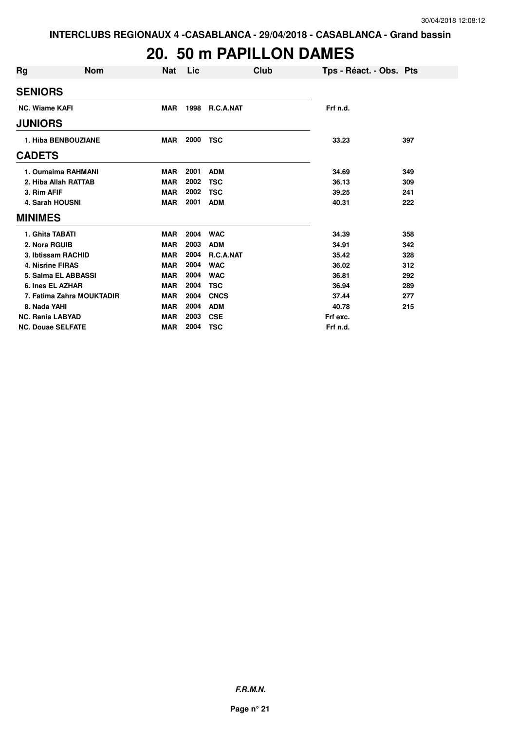**INTERCLUBS REGIONAUX 4 -CASABLANCA - 29/04/2018 - CASABLANCA - Grand bassin**

# 20. 50 m PAPILLON DAMES

| Rg | Nom | Nat | Lic | Club | Tps - Réact. - Obs. | Pts |
|---|---|---|---|---|---|---|
| **SENIORS** | | | | | | |
| NC. Wiame KAFI | | MAR | 1998 | R.C.A.NAT | Frf n.d. | |
| **JUNIORS** | | | | | | |
| 1. Hiba BENBOUZIANE | | MAR | 2000 | TSC | 33.23 | 397 |
| **CADETS** | | | | | | |
| 1. Oumaima RAHMANI | | MAR | 2001 | ADM | 34.69 | 349 |
| 2. Hiba Allah RATTAB | | MAR | 2002 | TSC | 36.13 | 309 |
| 3. Rim AFIF | | MAR | 2002 | TSC | 39.25 | 241 |
| 4. Sarah HOUSNI | | MAR | 2001 | ADM | 40.31 | 222 |
| **MINIMES** | | | | | | |
| 1. Ghita TABATI | | MAR | 2004 | WAC | 34.39 | 358 |
| 2. Nora RGUIB | | MAR | 2003 | ADM | 34.91 | 342 |
| 3. Ibtissam RACHID | | MAR | 2004 | R.C.A.NAT | 35.42 | 328 |
| 4. Nisrine FIRAS | | MAR | 2004 | WAC | 36.02 | 312 |
| 5. Salma EL ABBASSI | | MAR | 2004 | WAC | 36.81 | 292 |
| 6. Ines EL AZHAR | | MAR | 2004 | TSC | 36.94 | 289 |
| 7. Fatima Zahra MOUKTADIR | | MAR | 2004 | CNCS | 37.44 | 277 |
| 8. Nada YAHI | | MAR | 2004 | ADM | 40.78 | 215 |
| NC. Rania LABYAD | | MAR | 2003 | CSE | Frf exc. | |
| NC. Douae SELFATE | | MAR | 2004 | TSC | Frf n.d. | |

***F.R.M.N.***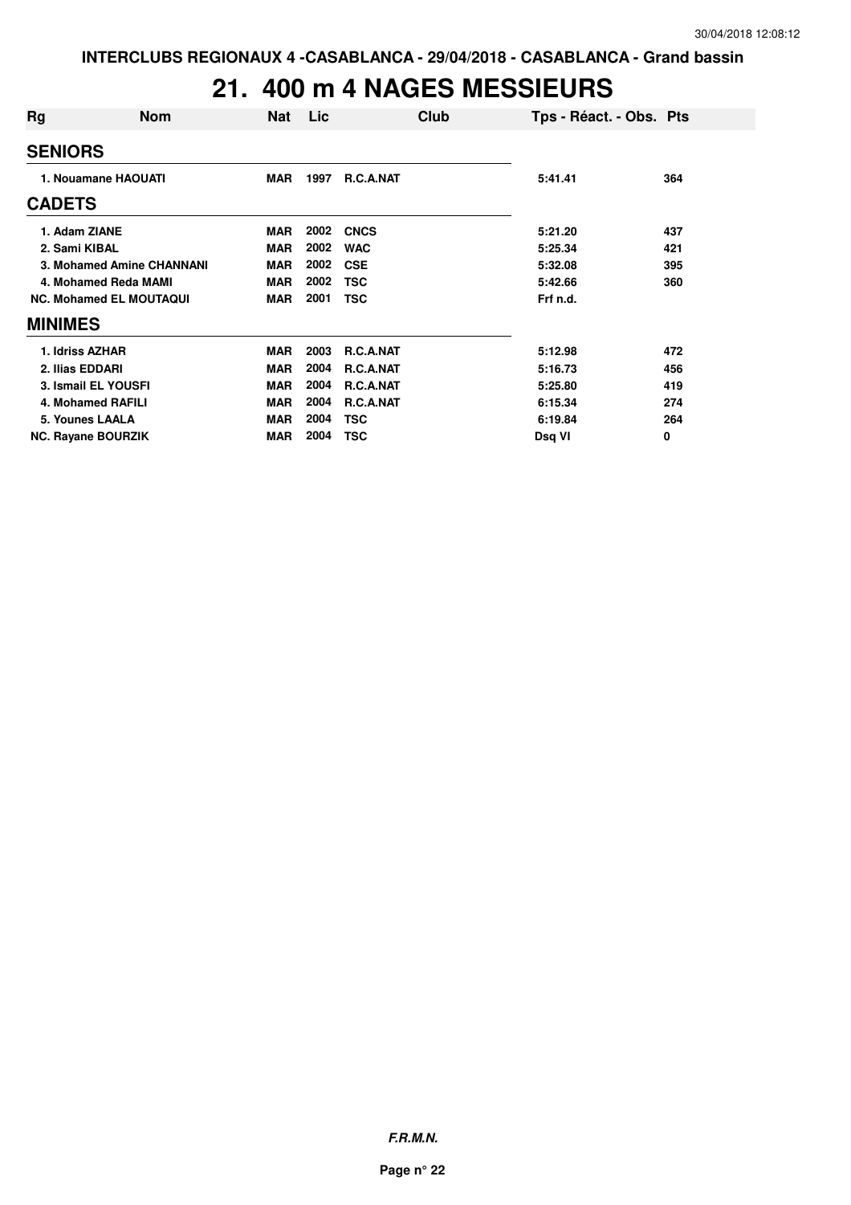INTERCLUBS REGIONAUX 4 -CASABLANCA - 29/04/2018 - CASABLANCA - Grand bassin

# 21. 400 m 4 NAGES MESSIEURS

| Rg | Nom | Nat | Lic | Club | Tps - Réact. - Obs. | Pts |
|---|---|---|---|---|---|---|
| **SENIORS** | | | | | | |
| 1. | Nouamane HAOUATI | MAR | 1997 | R.C.A.NAT | 5:41.41 | 364 |
| **CADETS** | | | | | | |
| 1. | Adam ZIANE | MAR | 2002 | CNCS | 5:21.20 | 437 |
| 2. | Sami KIBAL | MAR | 2002 | WAC | 5:25.34 | 421 |
| 3. | Mohamed Amine CHANNANI | MAR | 2002 | CSE | 5:32.08 | 395 |
| 4. | Mohamed Reda MAMI | MAR | 2002 | TSC | 5:42.66 | 360 |
| NC. | Mohamed EL MOUTAQUI | MAR | 2001 | TSC | Frf n.d. | |
| **MINIMES** | | | | | | |
| 1. | Idriss AZHAR | MAR | 2003 | R.C.A.NAT | 5:12.98 | 472 |
| 2. | Ilias EDDARI | MAR | 2004 | R.C.A.NAT | 5:16.73 | 456 |
| 3. | Ismail EL YOUSFI | MAR | 2004 | R.C.A.NAT | 5:25.80 | 419 |
| 4. | Mohamed RAFILI | MAR | 2004 | R.C.A.NAT | 6:15.34 | 274 |
| 5. | Younes LAALA | MAR | 2004 | TSC | 6:19.84 | 264 |
| NC. | Rayane BOURZIK | MAR | 2004 | TSC | Dsq VI | 0 |

*F.R.M.N.*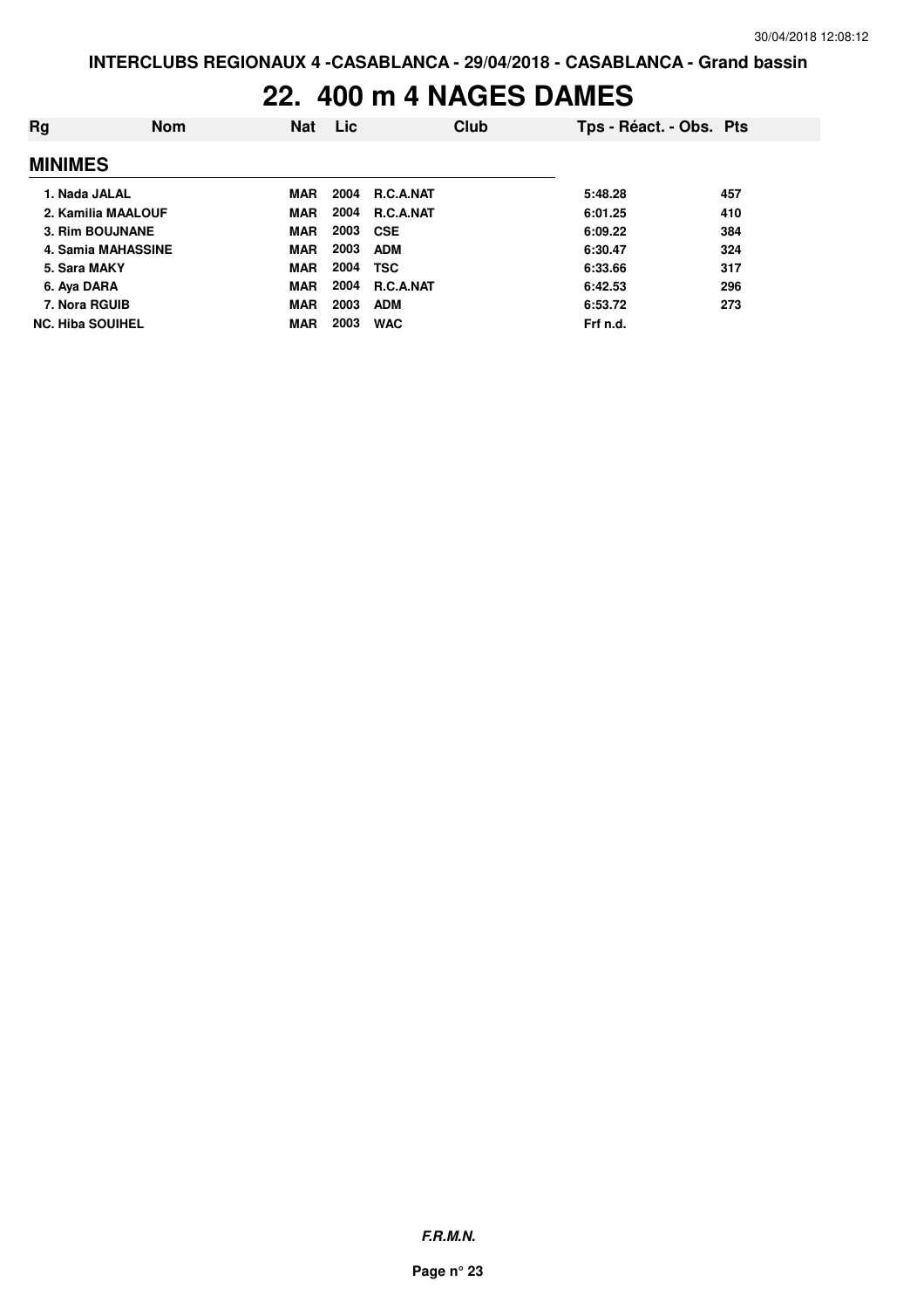# 22. 400 m 4 NAGES DAMES

| Rg | Nom | Nat | Lic | Club | Tps - Réact. - Obs. | Pts |
|---|---|---|---|---|---|---|
| **MINIMES** | | | | | | |
| 1. | Nada JALAL | MAR | 2004 | R.C.A.NAT | 5:48.28 | 457 |
| 2. | Kamilia MAALOUF | MAR | 2004 | R.C.A.NAT | 6:01.25 | 410 |
| 3. | Rim BOUJNANE | MAR | 2003 | CSE | 6:09.22 | 384 |
| 4. | Samia MAHASSINE | MAR | 2003 | ADM | 6:30.47 | 324 |
| 5. | Sara MAKY | MAR | 2004 | TSC | 6:33.66 | 317 |
| 6. | Aya DARA | MAR | 2004 | R.C.A.NAT | 6:42.53 | 296 |
| 7. | Nora RGUIB | MAR | 2003 | ADM | 6:53.72 | 273 |
| NC. | Hiba SOUIHEL | MAR | 2003 | WAC | Frf n.d. | |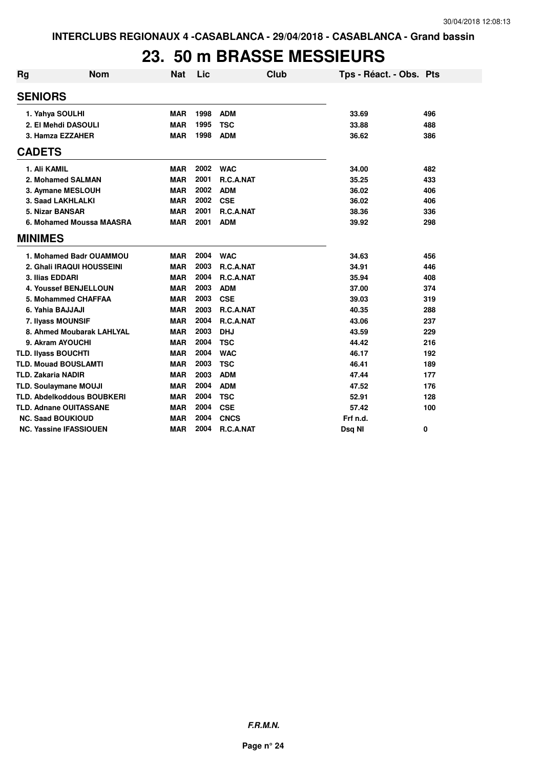INTERCLUBS REGIONAUX 4 -CASABLANCA - 29/04/2018 - CASABLANCA - Grand bassin

# 23. 50 m BRASSE MESSIEURS

| Rg | Nom | Nat | Lic | Club | Tps - Réact. - Obs. | Pts |
|---|---|---|---|---|---|---|
| **SENIORS** | | | | | | |
| 1. | Yahya SOULHI | MAR | 1998 | ADM | 33.69 | 496 |
| 2. | El Mehdi DASOULI | MAR | 1995 | TSC | 33.88 | 488 |
| 3. | Hamza EZZAHER | MAR | 1998 | ADM | 36.62 | 386 |
| **CADETS** | | | | | | |
| 1. | Ali KAMIL | MAR | 2002 | WAC | 34.00 | 482 |
| 2. | Mohamed SALMAN | MAR | 2001 | R.C.A.NAT | 35.25 | 433 |
| 3. | Aymane MESLOUH | MAR | 2002 | ADM | 36.02 | 406 |
| 3. | Saad LAKHLALKI | MAR | 2002 | CSE | 36.02 | 406 |
| 5. | Nizar BANSAR | MAR | 2001 | R.C.A.NAT | 38.36 | 336 |
| 6. | Mohamed Moussa MAASRA | MAR | 2001 | ADM | 39.92 | 298 |
| **MINIMES** | | | | | | |
| 1. | Mohamed Badr OUAMMOU | MAR | 2004 | WAC | 34.63 | 456 |
| 2. | Ghali IRAQUI HOUSSEINI | MAR | 2003 | R.C.A.NAT | 34.91 | 446 |
| 3. | Ilias EDDARI | MAR | 2004 | R.C.A.NAT | 35.94 | 408 |
| 4. | Youssef BENJELLOUN | MAR | 2003 | ADM | 37.00 | 374 |
| 5. | Mohammed CHAFFAA | MAR | 2003 | CSE | 39.03 | 319 |
| 6. | Yahia BAJJAJI | MAR | 2003 | R.C.A.NAT | 40.35 | 288 |
| 7. | Ilyass MOUNSIF | MAR | 2004 | R.C.A.NAT | 43.06 | 237 |
| 8. | Ahmed Moubarak LAHLYAL | MAR | 2003 | DHJ | 43.59 | 229 |
| 9. | Akram AYOUCHI | MAR | 2004 | TSC | 44.42 | 216 |
| TLD. | Ilyass BOUCHTI | MAR | 2004 | WAC | 46.17 | 192 |
| TLD. | Mouad BOUSLAMTI | MAR | 2003 | TSC | 46.41 | 189 |
| TLD. | Zakaria NADIR | MAR | 2003 | ADM | 47.44 | 177 |
| TLD. | Soulaymane MOUJI | MAR | 2004 | ADM | 47.52 | 176 |
| TLD. | Abdelkoddous BOUBKERI | MAR | 2004 | TSC | 52.91 | 128 |
| TLD. | Adnane OUITASSANE | MAR | 2004 | CSE | 57.42 | 100 |
| NC. | Saad BOUKIOUD | MAR | 2004 | CNCS | Frf n.d. | |
| NC. | Yassine IFASSIOUEN | MAR | 2004 | R.C.A.NAT | Dsq NI | 0 |

*F.R.M.N.*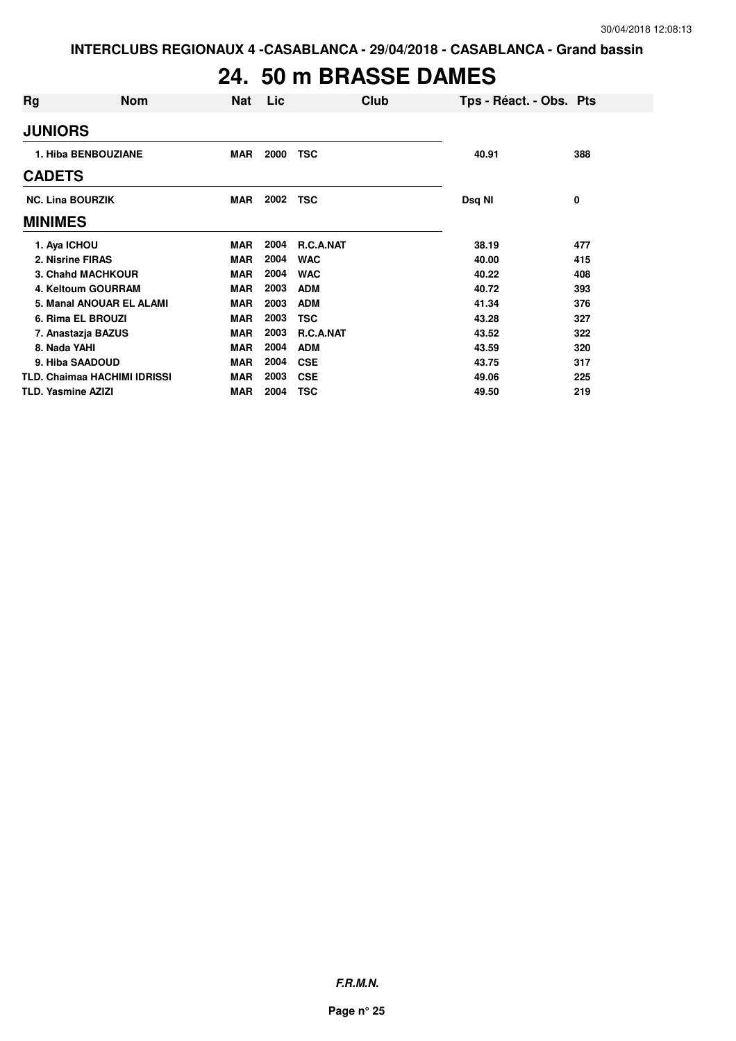# 24. 50 m BRASSE DAMES

| Rg | Nom | Nat | Lic | Club | Tps - Réact. - Obs. | Pts |
|---|---|---|---|---|---|---|
| **JUNIORS** | | | | | | |
| 1. Hiba BENBOUZIANE | | MAR | 2000 | TSC | 40.91 | 388 |
| **CADETS** | | | | | | |
| NC. Lina BOURZIK | | MAR | 2002 | TSC | Dsq NI | 0 |
| **MINIMES** | | | | | | |
| 1. Aya ICHOU | | MAR | 2004 | R.C.A.NAT | 38.19 | 477 |
| 2. Nisrine FIRAS | | MAR | 2004 | WAC | 40.00 | 415 |
| 3. Chahd MACHKOUR | | MAR | 2004 | WAC | 40.22 | 408 |
| 4. Keltoum GOURRAM | | MAR | 2003 | ADM | 40.72 | 393 |
| 5. Manal ANOUAR EL ALAMI | | MAR | 2003 | ADM | 41.34 | 376 |
| 6. Rima EL BROUZI | | MAR | 2003 | TSC | 43.28 | 327 |
| 7. Anastazja BAZUS | | MAR | 2003 | R.C.A.NAT | 43.52 | 322 |
| 8. Nada YAHI | | MAR | 2004 | ADM | 43.59 | 320 |
| 9. Hiba SAADOUD | | MAR | 2004 | CSE | 43.75 | 317 |
| TLD. Chaimaa HACHIMI IDRISSI | | MAR | 2003 | CSE | 49.06 | 225 |
| TLD. Yasmine AZIZI | | MAR | 2004 | TSC | 49.50 | 219 |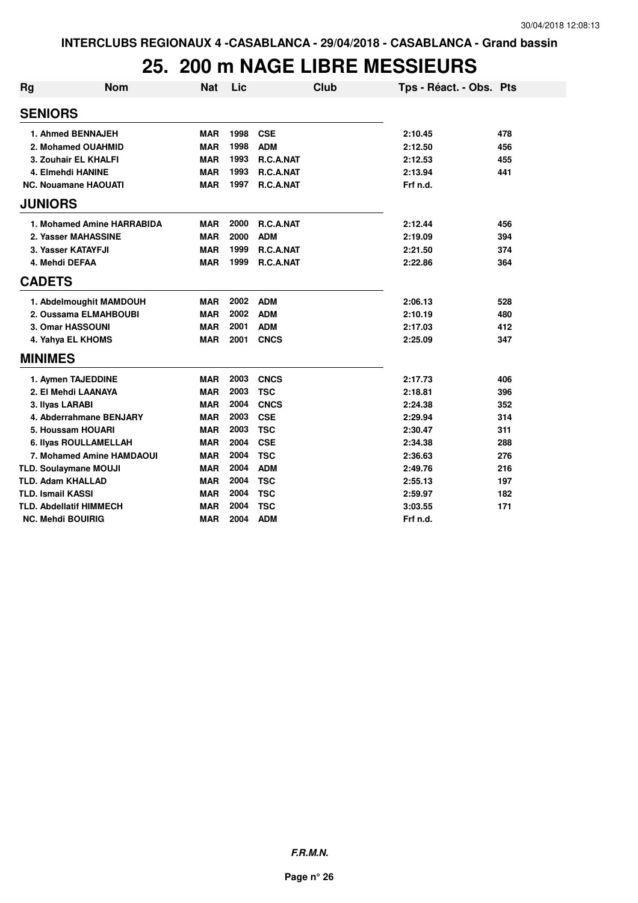INTERCLUBS REGIONAUX 4 -CASABLANCA - 29/04/2018 - CASABLANCA - Grand bassin

# 25. 200 m NAGE LIBRE MESSIEURS

| Rg | Nom | Nat | Lic | Club | Tps - Réact. - Obs. | Pts |
|---|---|---|---|---|---|---|
| **SENIORS** | | | | | | |
| 1. | Ahmed BENNAJEH | MAR | 1998 | CSE | 2:10.45 | 478 |
| 2. | Mohamed OUAHMID | MAR | 1998 | ADM | 2:12.50 | 456 |
| 3. | Zouhair EL KHALFI | MAR | 1993 | R.C.A.NAT | 2:12.53 | 455 |
| 4. | Elmehdi HANINE | MAR | 1993 | R.C.A.NAT | 2:13.94 | 441 |
| NC. | Nouamane HAOUATI | MAR | 1997 | R.C.A.NAT | Frf n.d. | |
| **JUNIORS** | | | | | | |
| 1. | Mohamed Amine HARRABIDA | MAR | 2000 | R.C.A.NAT | 2:12.44 | 456 |
| 2. | Yasser MAHASSINE | MAR | 2000 | ADM | 2:19.09 | 394 |
| 3. | Yasser KATAYFJI | MAR | 1999 | R.C.A.NAT | 2:21.50 | 374 |
| 4. | Mehdi DEFAA | MAR | 1999 | R.C.A.NAT | 2:22.86 | 364 |
| **CADETS** | | | | | | |
| 1. | Abdelmoughit MAMDOUH | MAR | 2002 | ADM | 2:06.13 | 528 |
| 2. | Oussama ELMAHBOUBI | MAR | 2002 | ADM | 2:10.19 | 480 |
| 3. | Omar HASSOUNI | MAR | 2001 | ADM | 2:17.03 | 412 |
| 4. | Yahya EL KHOMS | MAR | 2001 | CNCS | 2:25.09 | 347 |
| **MINIMES** | | | | | | |
| 1. | Aymen TAJEDDINE | MAR | 2003 | CNCS | 2:17.73 | 406 |
| 2. | El Mehdi LAANAYA | MAR | 2003 | TSC | 2:18.81 | 396 |
| 3. | Ilyas LARABI | MAR | 2004 | CNCS | 2:24.38 | 352 |
| 4. | Abderrahmane BENJARY | MAR | 2003 | CSE | 2:29.94 | 314 |
| 5. | Houssam HOUARI | MAR | 2003 | TSC | 2:30.47 | 311 |
| 6. | Ilyas ROULLAMELLAH | MAR | 2004 | CSE | 2:34.38 | 288 |
| 7. | Mohamed Amine HAMDAOUI | MAR | 2004 | TSC | 2:36.63 | 276 |
| TLD. | Soulaymane MOUJI | MAR | 2004 | ADM | 2:49.76 | 216 |
| TLD. | Adam KHALLAD | MAR | 2004 | TSC | 2:55.13 | 197 |
| TLD. | Ismail KASSI | MAR | 2004 | TSC | 2:59.97 | 182 |
| TLD. | Abdellatif HIMMECH | MAR | 2004 | TSC | 3:03.55 | 171 |
| NC. | Mehdi BOUIRIG | MAR | 2004 | ADM | Frf n.d. | |

*F.R.M.N.*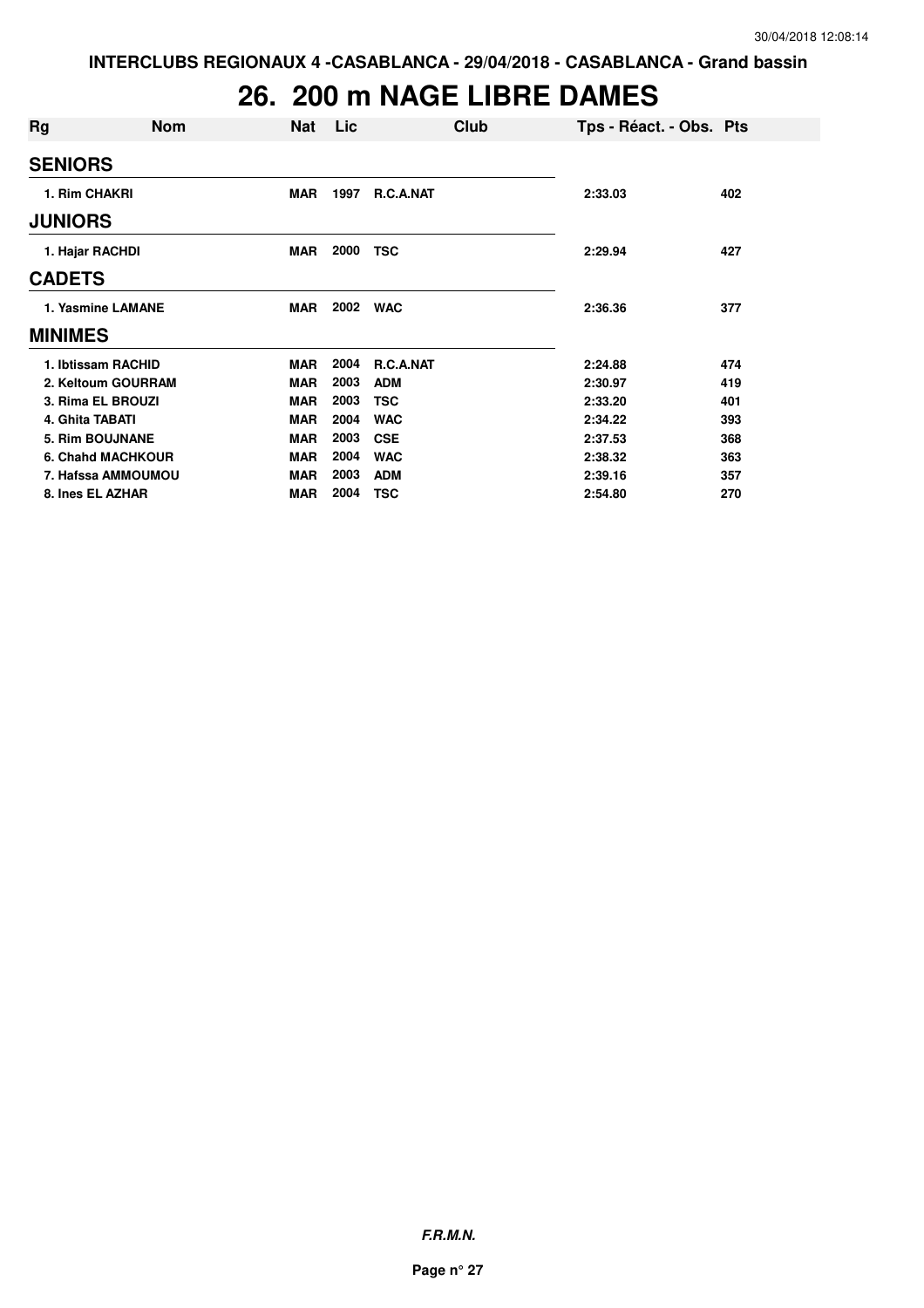INTERCLUBS REGIONAUX 4 -CASABLANCA - 29/04/2018 - CASABLANCA - Grand bassin

# 26. 200 m NAGE LIBRE DAMES

| Rg | Nom | Nat | Lic | Club | Tps - Réact. - Obs. | Pts |
|---|---|---|---|---|---|---|
| **SENIORS** | | | | | | |
| 1. | Rim CHAKRI | MAR | 1997 | R.C.A.NAT | 2:33.03 | 402 |
| **JUNIORS** | | | | | | |
| 1. | Hajar RACHDI | MAR | 2000 | TSC | 2:29.94 | 427 |
| **CADETS** | | | | | | |
| 1. | Yasmine LAMANE | MAR | 2002 | WAC | 2:36.36 | 377 |
| **MINIMES** | | | | | | |
| 1. | Ibtissam RACHID | MAR | 2004 | R.C.A.NAT | 2:24.88 | 474 |
| 2. | Keltoum GOURRAM | MAR | 2003 | ADM | 2:30.97 | 419 |
| 3. | Rima EL BROUZI | MAR | 2003 | TSC | 2:33.20 | 401 |
| 4. | Ghita TABATI | MAR | 2004 | WAC | 2:34.22 | 393 |
| 5. | Rim BOUJNANE | MAR | 2003 | CSE | 2:37.53 | 368 |
| 6. | Chahd MACHKOUR | MAR | 2004 | WAC | 2:38.32 | 363 |
| 7. | Hafssa AMMOUMOU | MAR | 2003 | ADM | 2:39.16 | 357 |
| 8. | Ines EL AZHAR | MAR | 2004 | TSC | 2:54.80 | 270 |

*F.R.M.N.*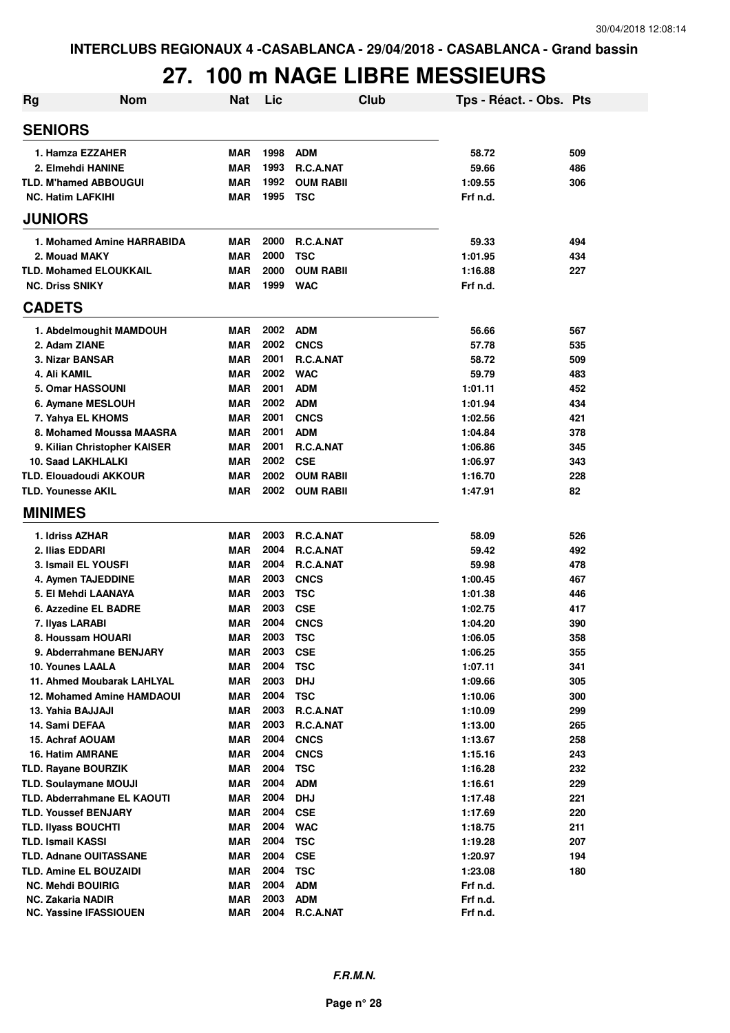INTERCLUBS REGIONAUX 4 -CASABLANCA - 29/04/2018 - CASABLANCA - Grand bassin

# 27. 100 m NAGE LIBRE MESSIEURS

| Rg | Nom | Nat | Lic | Club | Tps - Réact. - Obs. | Pts |
|---|---|---|---|---|---|---|
| **SENIORS** | | | | | | |
| 1. | Hamza EZZAHER | MAR | 1998 | ADM | 58.72 | 509 |
| 2. | Elmehdi HANINE | MAR | 1993 | R.C.A.NAT | 59.66 | 486 |
| TLD. | M'hamed ABBOUGUI | MAR | 1992 | OUM RABII | 1:09.55 | 306 |
| NC. | Hatim LAFKIHI | MAR | 1995 | TSC | Frf n.d. | |
| **JUNIORS** | | | | | | |
| 1. | Mohamed Amine HARRABIDA | MAR | 2000 | R.C.A.NAT | 59.33 | 494 |
| 2. | Mouad MAKY | MAR | 2000 | TSC | 1:01.95 | 434 |
| TLD. | Mohamed ELOUKKAIL | MAR | 2000 | OUM RABII | 1:16.88 | 227 |
| NC. | Driss SNIKY | MAR | 1999 | WAC | Frf n.d. | |
| **CADETS** | | | | | | |
| 1. | Abdelmoughit MAMDOUH | MAR | 2002 | ADM | 56.66 | 567 |
| 2. | Adam ZIANE | MAR | 2002 | CNCS | 57.78 | 535 |
| 3. | Nizar BANSAR | MAR | 2001 | R.C.A.NAT | 58.72 | 509 |
| 4. | Ali KAMIL | MAR | 2002 | WAC | 59.79 | 483 |
| 5. | Omar HASSOUNI | MAR | 2001 | ADM | 1:01.11 | 452 |
| 6. | Aymane MESLOUH | MAR | 2002 | ADM | 1:01.94 | 434 |
| 7. | Yahya EL KHOMS | MAR | 2001 | CNCS | 1:02.56 | 421 |
| 8. | Mohamed Moussa MAASRA | MAR | 2001 | ADM | 1:04.84 | 378 |
| 9. | Kilian Christopher KAISER | MAR | 2001 | R.C.A.NAT | 1:06.86 | 345 |
| 10. | Saad LAKHLALKI | MAR | 2002 | CSE | 1:06.97 | 343 |
| TLD. | Elouadoudi AKKOUR | MAR | 2002 | OUM RABII | 1:16.70 | 228 |
| TLD. | Younesse AKIL | MAR | 2002 | OUM RABII | 1:47.91 | 82 |
| **MINIMES** | | | | | | |
| 1. | Idriss AZHAR | MAR | 2003 | R.C.A.NAT | 58.09 | 526 |
| 2. | Ilias EDDARI | MAR | 2004 | R.C.A.NAT | 59.42 | 492 |
| 3. | Ismail EL YOUSFI | MAR | 2004 | R.C.A.NAT | 59.98 | 478 |
| 4. | Aymen TAJEDDINE | MAR | 2003 | CNCS | 1:00.45 | 467 |
| 5. | El Mehdi LAANAYA | MAR | 2003 | TSC | 1:01.38 | 446 |
| 6. | Azzedine EL BADRE | MAR | 2003 | CSE | 1:02.75 | 417 |
| 7. | Ilyas LARABI | MAR | 2004 | CNCS | 1:04.20 | 390 |
| 8. | Houssam HOUARI | MAR | 2003 | TSC | 1:06.05 | 358 |
| 9. | Abderrahmane BENJARY | MAR | 2003 | CSE | 1:06.25 | 355 |
| 10. | Younes LAALA | MAR | 2004 | TSC | 1:07.11 | 341 |
| 11. | Ahmed Moubarak LAHLYAL | MAR | 2003 | DHJ | 1:09.66 | 305 |
| 12. | Mohamed Amine HAMDAOUI | MAR | 2004 | TSC | 1:10.06 | 300 |
| 13. | Yahia BAJJAJI | MAR | 2003 | R.C.A.NAT | 1:10.09 | 299 |
| 14. | Sami DEFAA | MAR | 2003 | R.C.A.NAT | 1:13.00 | 265 |
| 15. | Achraf AOUAM | MAR | 2004 | CNCS | 1:13.67 | 258 |
| 16. | Hatim AMRANE | MAR | 2004 | CNCS | 1:15.16 | 243 |
| TLD. | Rayane BOURZIK | MAR | 2004 | TSC | 1:16.28 | 232 |
| TLD. | Soulaymane MOUJI | MAR | 2004 | ADM | 1:16.61 | 229 |
| TLD. | Abderrahmane EL KAOUTI | MAR | 2004 | DHJ | 1:17.48 | 221 |
| TLD. | Youssef BENJARY | MAR | 2004 | CSE | 1:17.69 | 220 |
| TLD. | Ilyass BOUCHTI | MAR | 2004 | WAC | 1:18.75 | 211 |
| TLD. | Ismail KASSI | MAR | 2004 | TSC | 1:19.28 | 207 |
| TLD. | Adnane OUITASSANE | MAR | 2004 | CSE | 1:20.97 | 194 |
| TLD. | Amine EL BOUZAIDI | MAR | 2004 | TSC | 1:23.08 | 180 |
| NC. | Mehdi BOUIRIG | MAR | 2004 | ADM | Frf n.d. | |
| NC. | Zakaria NADIR | MAR | 2003 | ADM | Frf n.d. | |
| NC. | Yassine IFASSIOUEN | MAR | 2004 | R.C.A.NAT | Frf n.d. | |

*F.R.M.N.*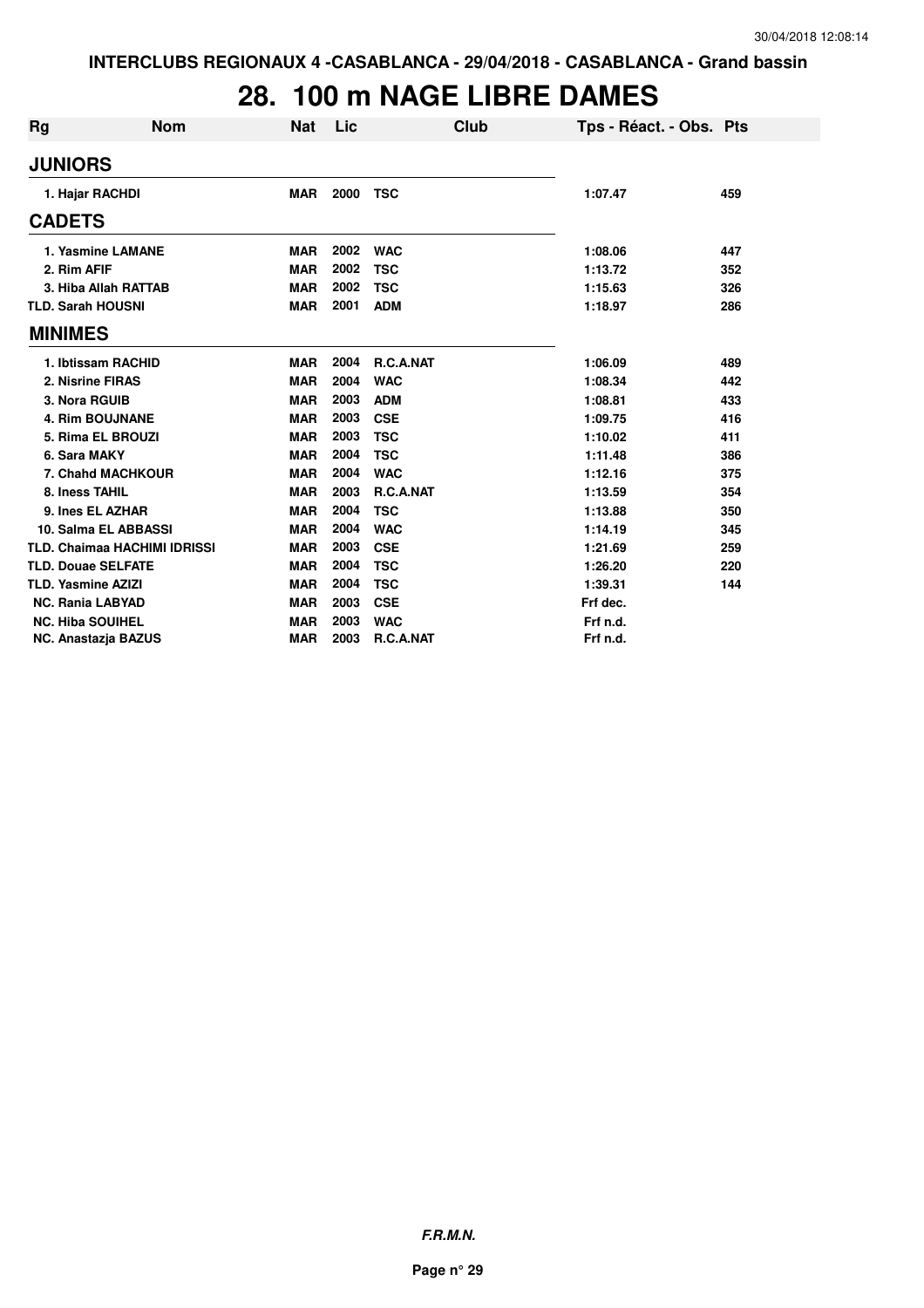INTERCLUBS REGIONAUX 4 -CASABLANCA - 29/04/2018 - CASABLANCA - Grand bassin

# 28. 100 m NAGE LIBRE DAMES

| Rg | Nom | Nat | Lic | Club | Tps - Réact. - Obs. | Pts |
|---|---|---|---|---|---|---|
| **JUNIORS** | | | | | | |
| 1. | Hajar RACHDI | MAR | 2000 | TSC | 1:07.47 | 459 |
| **CADETS** | | | | | | |
| 1. | Yasmine LAMANE | MAR | 2002 | WAC | 1:08.06 | 447 |
| 2. | Rim AFIF | MAR | 2002 | TSC | 1:13.72 | 352 |
| 3. | Hiba Allah RATTAB | MAR | 2002 | TSC | 1:15.63 | 326 |
| TLD. | Sarah HOUSNI | MAR | 2001 | ADM | 1:18.97 | 286 |
| **MINIMES** | | | | | | |
| 1. | Ibtissam RACHID | MAR | 2004 | R.C.A.NAT | 1:06.09 | 489 |
| 2. | Nisrine FIRAS | MAR | 2004 | WAC | 1:08.34 | 442 |
| 3. | Nora RGUIB | MAR | 2003 | ADM | 1:08.81 | 433 |
| 4. | Rim BOUJNANE | MAR | 2003 | CSE | 1:09.75 | 416 |
| 5. | Rima EL BROUZI | MAR | 2003 | TSC | 1:10.02 | 411 |
| 6. | Sara MAKY | MAR | 2004 | TSC | 1:11.48 | 386 |
| 7. | Chahd MACHKOUR | MAR | 2004 | WAC | 1:12.16 | 375 |
| 8. | Iness TAHIL | MAR | 2003 | R.C.A.NAT | 1:13.59 | 354 |
| 9. | Ines EL AZHAR | MAR | 2004 | TSC | 1:13.88 | 350 |
| 10. | Salma EL ABBASSI | MAR | 2004 | WAC | 1:14.19 | 345 |
| TLD. | Chaimaa HACHIMI IDRISSI | MAR | 2003 | CSE | 1:21.69 | 259 |
| TLD. | Douae SELFATE | MAR | 2004 | TSC | 1:26.20 | 220 |
| TLD. | Yasmine AZIZI | MAR | 2004 | TSC | 1:39.31 | 144 |
| NC. | Rania LABYAD | MAR | 2003 | CSE | Frf dec. | |
| NC. | Hiba SOUIHEL | MAR | 2003 | WAC | Frf n.d. | |
| NC. | Anastazja BAZUS | MAR | 2003 | R.C.A.NAT | Frf n.d. | |

*F.R.M.N.*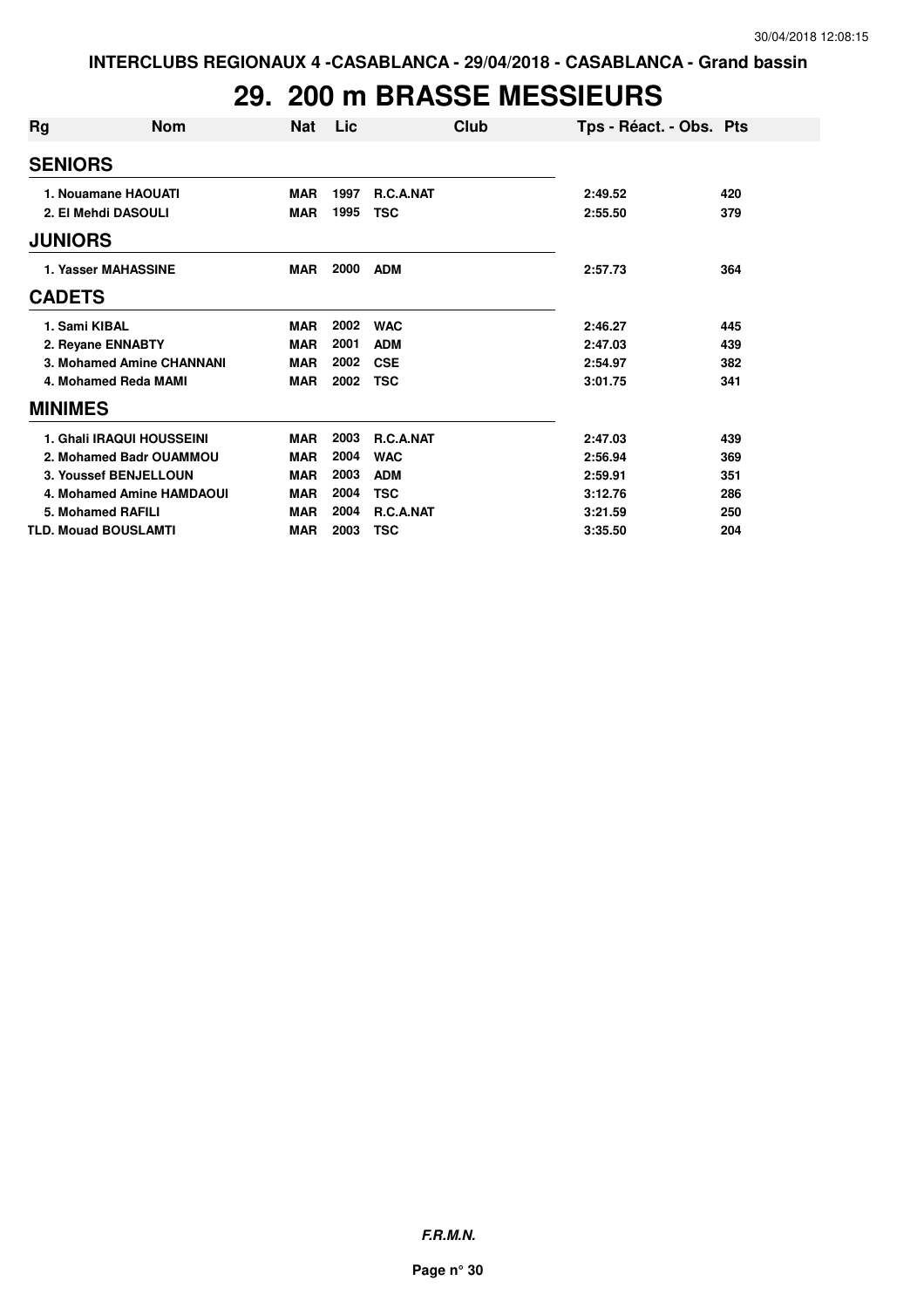INTERCLUBS REGIONAUX 4 -CASABLANCA - 29/04/2018 - CASABLANCA - Grand bassin

# 29. 200 m BRASSE MESSIEURS

| Rg | Nom | Nat | Lic | Club | Tps - Réact. - Obs. | Pts |
|---|---|---|---|---|---|---|
| **SENIORS** | | | | | | |
| 1. Nouamane HAOUATI | | MAR | 1997 | R.C.A.NAT | 2:49.52 | 420 |
| 2. El Mehdi DASOULI | | MAR | 1995 | TSC | 2:55.50 | 379 |
| **JUNIORS** | | | | | | |
| 1. Yasser MAHASSINE | | MAR | 2000 | ADM | 2:57.73 | 364 |
| **CADETS** | | | | | | |
| 1. Sami KIBAL | | MAR | 2002 | WAC | 2:46.27 | 445 |
| 2. Reyane ENNABTY | | MAR | 2001 | ADM | 2:47.03 | 439 |
| 3. Mohamed Amine CHANNANI | | MAR | 2002 | CSE | 2:54.97 | 382 |
| 4. Mohamed Reda MAMI | | MAR | 2002 | TSC | 3:01.75 | 341 |
| **MINIMES** | | | | | | |
| 1. Ghali IRAQUI HOUSSEINI | | MAR | 2003 | R.C.A.NAT | 2:47.03 | 439 |
| 2. Mohamed Badr OUAMMOU | | MAR | 2004 | WAC | 2:56.94 | 369 |
| 3. Youssef BENJELLOUN | | MAR | 2003 | ADM | 2:59.91 | 351 |
| 4. Mohamed Amine HAMDAOUI | | MAR | 2004 | TSC | 3:12.76 | 286 |
| 5. Mohamed RAFILI | | MAR | 2004 | R.C.A.NAT | 3:21.59 | 250 |
| TLD. Mouad BOUSLAMTI | | MAR | 2003 | TSC | 3:35.50 | 204 |

*F.R.M.N.*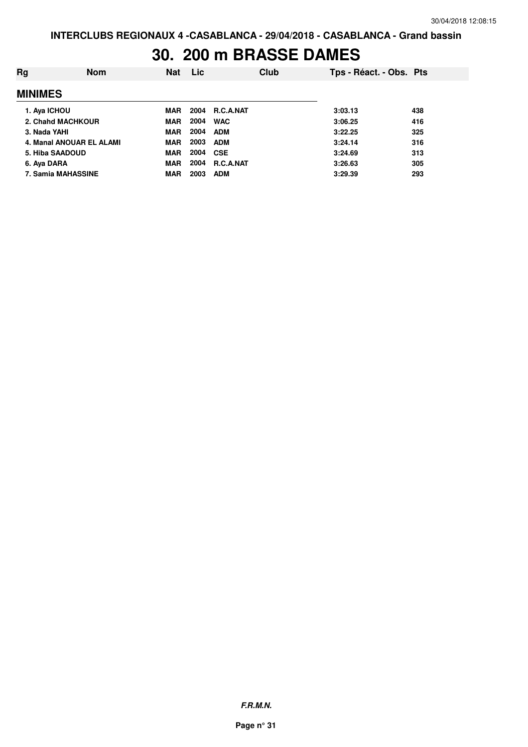INTERCLUBS REGIONAUX 4 -CASABLANCA - 29/04/2018 - CASABLANCA - Grand bassin

# 30. 200 m BRASSE DAMES

| Rg | Nom | Nat | Lic | Club | Tps - Réact. - Obs. | Pts |
|---|---|---|---|---|---|---|
| **MINIMES** | | | | | | |
| 1. Aya ICHOU | | MAR | 2004 | R.C.A.NAT | 3:03.13 | 438 |
| 2. Chahd MACHKOUR | | MAR | 2004 | WAC | 3:06.25 | 416 |
| 3. Nada YAHI | | MAR | 2004 | ADM | 3:22.25 | 325 |
| 4. Manal ANOUAR EL ALAMI | | MAR | 2003 | ADM | 3:24.14 | 316 |
| 5. Hiba SAADOUD | | MAR | 2004 | CSE | 3:24.69 | 313 |
| 6. Aya DARA | | MAR | 2004 | R.C.A.NAT | 3:26.63 | 305 |
| 7. Samia MAHASSINE | | MAR | 2003 | ADM | 3:29.39 | 293 |

*F.R.M.N.*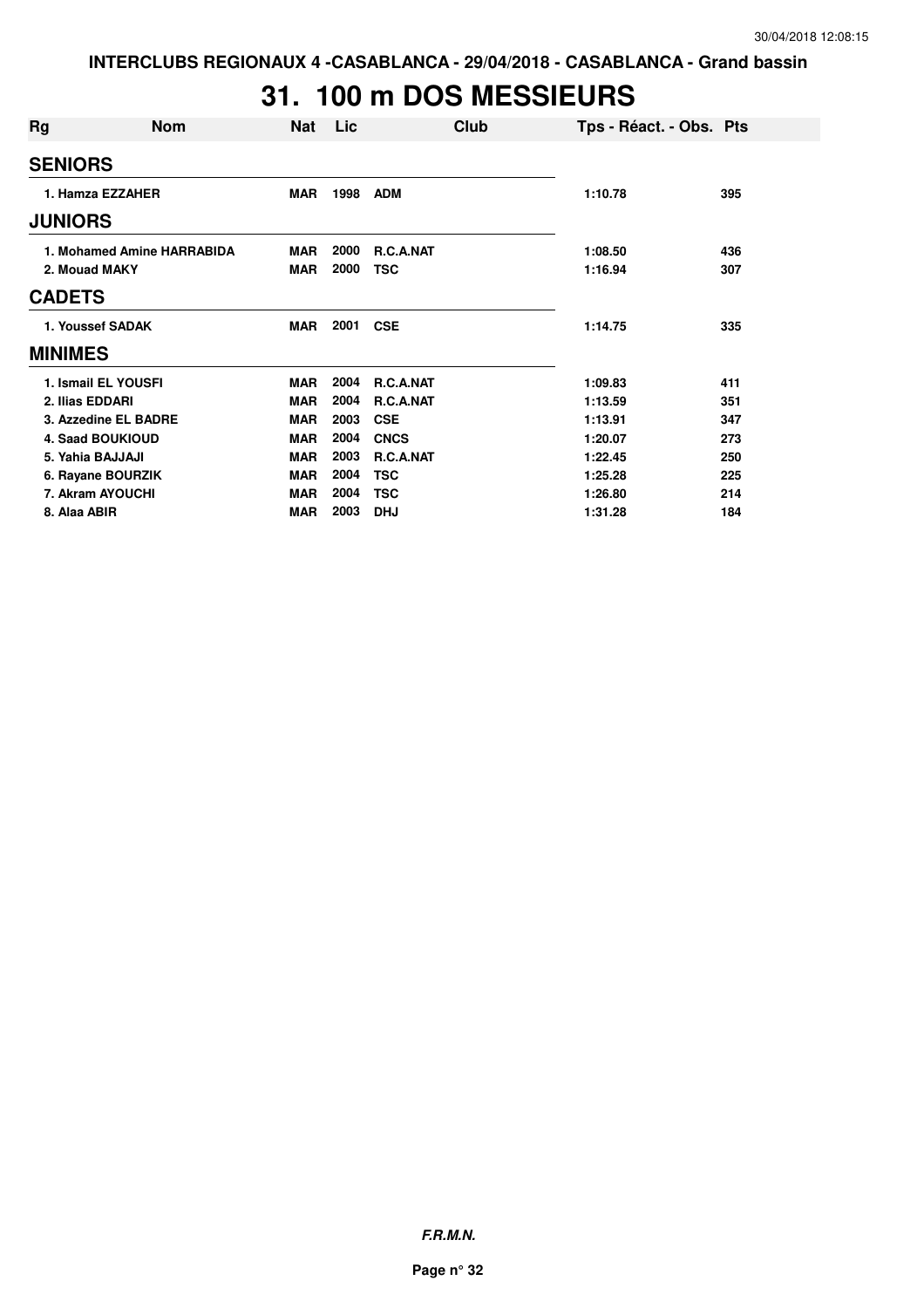INTERCLUBS REGIONAUX 4 -CASABLANCA - 29/04/2018 - CASABLANCA - Grand bassin

# 31. 100 m DOS MESSIEURS

| Rg | Nom | Nat | Lic | Club | Tps - Réact. - Obs. | Pts |
|---|---|---|---|---|---|---|
| **SENIORS** | | | | | | |
| 1. Hamza EZZAHER | | MAR | 1998 | ADM | 1:10.78 | 395 |
| **JUNIORS** | | | | | | |
| 1. Mohamed Amine HARRABIDA | | MAR | 2000 | R.C.A.NAT | 1:08.50 | 436 |
| 2. Mouad MAKY | | MAR | 2000 | TSC | 1:16.94 | 307 |
| **CADETS** | | | | | | |
| 1. Youssef SADAK | | MAR | 2001 | CSE | 1:14.75 | 335 |
| **MINIMES** | | | | | | |
| 1. Ismail EL YOUSFI | | MAR | 2004 | R.C.A.NAT | 1:09.83 | 411 |
| 2. Ilias EDDARI | | MAR | 2004 | R.C.A.NAT | 1:13.59 | 351 |
| 3. Azzedine EL BADRE | | MAR | 2003 | CSE | 1:13.91 | 347 |
| 4. Saad BOUKIOUD | | MAR | 2004 | CNCS | 1:20.07 | 273 |
| 5. Yahia BAJJAJI | | MAR | 2003 | R.C.A.NAT | 1:22.45 | 250 |
| 6. Rayane BOURZIK | | MAR | 2004 | TSC | 1:25.28 | 225 |
| 7. Akram AYOUCHI | | MAR | 2004 | TSC | 1:26.80 | 214 |
| 8. Alaa ABIR | | MAR | 2003 | DHJ | 1:31.28 | 184 |

***F.R.M.N.***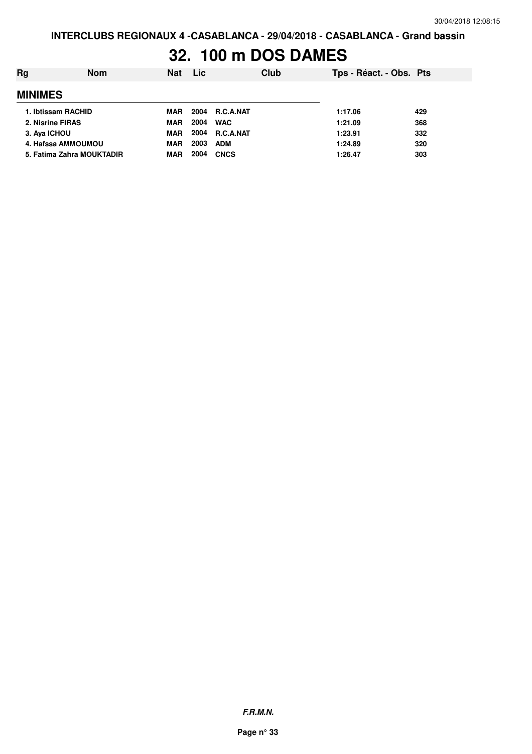INTERCLUBS REGIONAUX 4 -CASABLANCA - 29/04/2018 - CASABLANCA - Grand bassin

# 32. 100 m DOS DAMES

| Rg | Nom | Nat | Lic | Club | Tps - Réact. - Obs. | Pts |
|---|---|---|---|---|---|---|
| **MINIMES** | | | | | | |
| 1. | Ibtissam RACHID | MAR | 2004 | R.C.A.NAT | 1:17.06 | 429 |
| 2. | Nisrine FIRAS | MAR | 2004 | WAC | 1:21.09 | 368 |
| 3. | Aya ICHOU | MAR | 2004 | R.C.A.NAT | 1:23.91 | 332 |
| 4. | Hafssa AMMOUMOU | MAR | 2003 | ADM | 1:24.89 | 320 |
| 5. | Fatima Zahra MOUKTADIR | MAR | 2004 | CNCS | 1:26.47 | 303 |

*F.R.M.N.*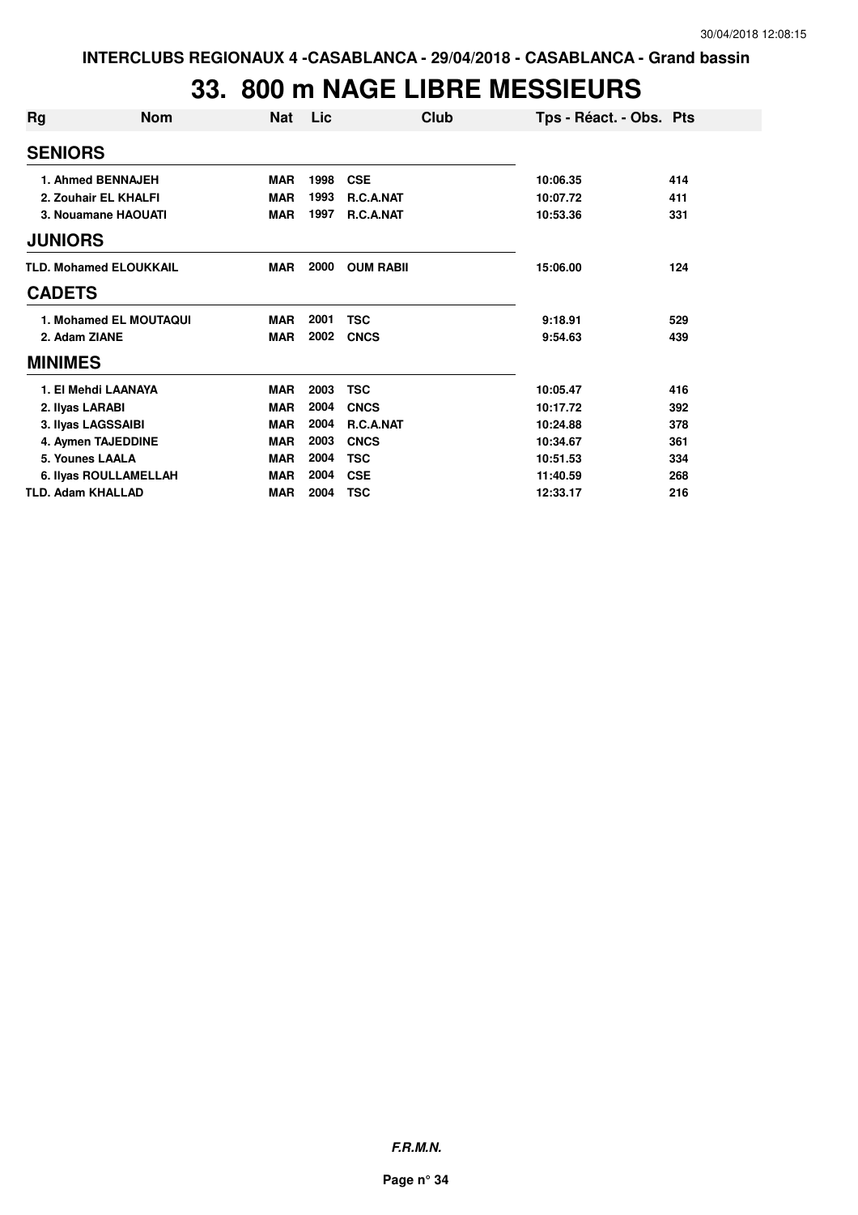INTERCLUBS REGIONAUX 4 -CASABLANCA - 29/04/2018 - CASABLANCA - Grand bassin

# 33. 800 m NAGE LIBRE MESSIEURS

| Rg | Nom | Nat | Lic | Club | Tps - Réact. - Obs. | Pts |
|---|---|---|---|---|---|---|
| **SENIORS** | | | | | | |
| 1. Ahmed BENNAJEH | | MAR | 1998 | CSE | 10:06.35 | 414 |
| 2. Zouhair EL KHALFI | | MAR | 1993 | R.C.A.NAT | 10:07.72 | 411 |
| 3. Nouamane HAOUATI | | MAR | 1997 | R.C.A.NAT | 10:53.36 | 331 |
| **JUNIORS** | | | | | | |
| TLD. Mohamed ELOUKKAIL | | MAR | 2000 | OUM RABII | 15:06.00 | 124 |
| **CADETS** | | | | | | |
| 1. Mohamed EL MOUTAQUI | | MAR | 2001 | TSC | 9:18.91 | 529 |
| 2. Adam ZIANE | | MAR | 2002 | CNCS | 9:54.63 | 439 |
| **MINIMES** | | | | | | |
| 1. El Mehdi LAANAYA | | MAR | 2003 | TSC | 10:05.47 | 416 |
| 2. Ilyas LARABI | | MAR | 2004 | CNCS | 10:17.72 | 392 |
| 3. Ilyas LAGSSAIBI | | MAR | 2004 | R.C.A.NAT | 10:24.88 | 378 |
| 4. Aymen TAJEDDINE | | MAR | 2003 | CNCS | 10:34.67 | 361 |
| 5. Younes LAALA | | MAR | 2004 | TSC | 10:51.53 | 334 |
| 6. Ilyas ROULLAMELLAH | | MAR | 2004 | CSE | 11:40.59 | 268 |
| TLD. Adam KHALLAD | | MAR | 2004 | TSC | 12:33.17 | 216 |

*F.R.M.N.*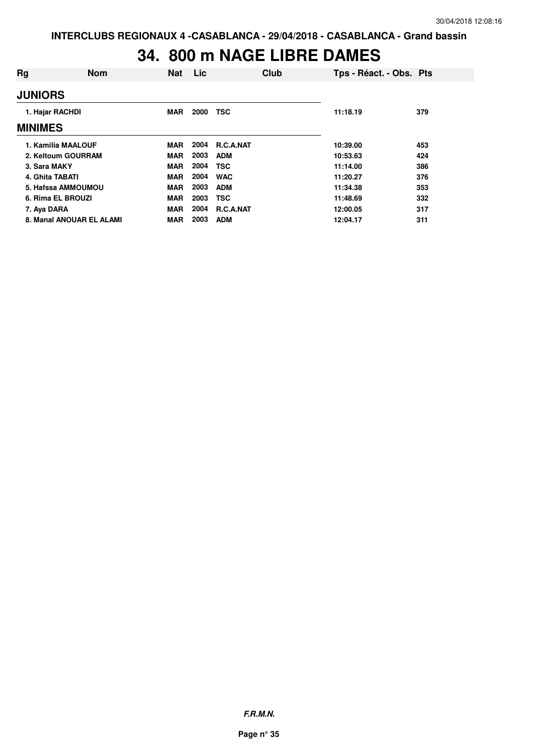# 34. 800 m NAGE LIBRE DAMES

| Rg | Nom | Nat | Lic | Club | Tps - Réact. - Obs. | Pts |
|---|---|---|---|---|---|---|
| **JUNIORS** | | | | | | |
| 1. | Hajar RACHDI | MAR | 2000 | TSC | 11:18.19 | 379 |
| **MINIMES** | | | | | | |
| 1. | Kamilia MAALOUF | MAR | 2004 | R.C.A.NAT | 10:39.00 | 453 |
| 2. | Keltoum GOURRAM | MAR | 2003 | ADM | 10:53.63 | 424 |
| 3. | Sara MAKY | MAR | 2004 | TSC | 11:14.00 | 386 |
| 4. | Ghita TABATI | MAR | 2004 | WAC | 11:20.27 | 376 |
| 5. | Hafssa AMMOUMOU | MAR | 2003 | ADM | 11:34.38 | 353 |
| 6. | Rima EL BROUZI | MAR | 2003 | TSC | 11:48.69 | 332 |
| 7. | Aya DARA | MAR | 2004 | R.C.A.NAT | 12:00.05 | 317 |
| 8. | Manal ANOUAR EL ALAMI | MAR | 2003 | ADM | 12:04.17 | 311 |

***F.R.M.N.***